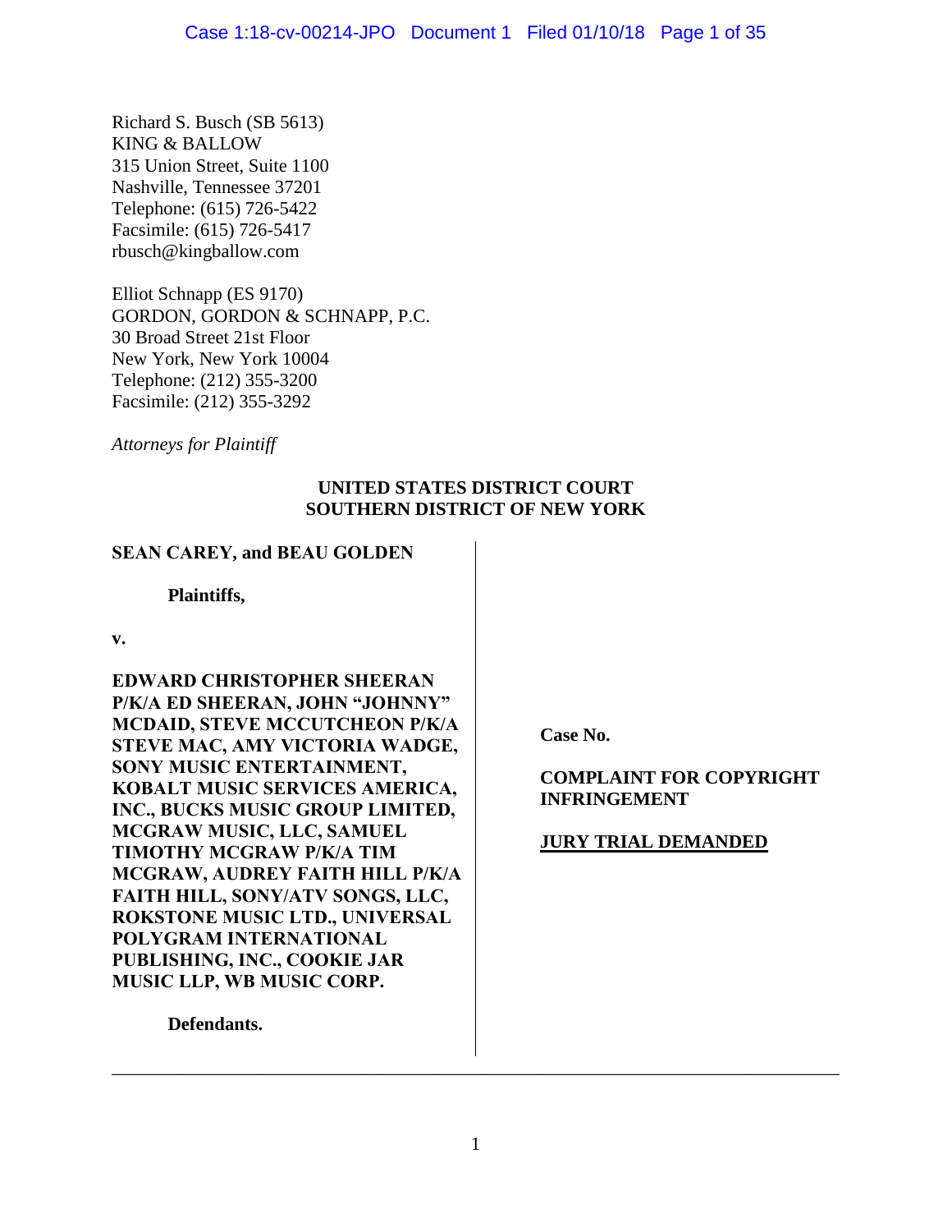Richard S. Busch (SB 5613)
KING & BALLOW
315 Union Street, Suite 1100
Nashville, Tennessee 37201
Telephone: (615) 726-5422
Facsimile: (615) 726-5417
rbusch@kingballow.com

Elliot Schnapp (ES 9170)
GORDON, GORDON & SCHNAPP, P.C.
30 Broad Street 21st Floor
New York, New York 10004
Telephone: (212) 355-3200
Facsimile: (212) 355-3292

*Attorneys for Plaintiff*

**UNITED STATES DISTRICT COURT**
**SOUTHERN DISTRICT OF NEW YORK**

**SEAN CAREY, and BEAU GOLDEN**

**Plaintiffs,**

**v.**

**EDWARD CHRISTOPHER SHEERAN P/K/A ED SHEERAN, JOHN "JOHNNY" MCDAID, STEVE MCCUTCHEON P/K/A STEVE MAC, AMY VICTORIA WADGE, SONY MUSIC ENTERTAINMENT, KOBALT MUSIC SERVICES AMERICA, INC., BUCKS MUSIC GROUP LIMITED, MCGRAW MUSIC, LLC, SAMUEL TIMOTHY MCGRAW P/K/A TIM MCGRAW, AUDREY FAITH HILL P/K/A FAITH HILL, SONY/ATV SONGS, LLC, ROKSTONE MUSIC LTD., UNIVERSAL POLYGRAM INTERNATIONAL PUBLISHING, INC., COOKIE JAR MUSIC LLP, WB MUSIC CORP.**

**Defendants.**

**Case No.**

**COMPLAINT FOR COPYRIGHT INFRINGEMENT**

<u>**JURY TRIAL DEMANDED**</u>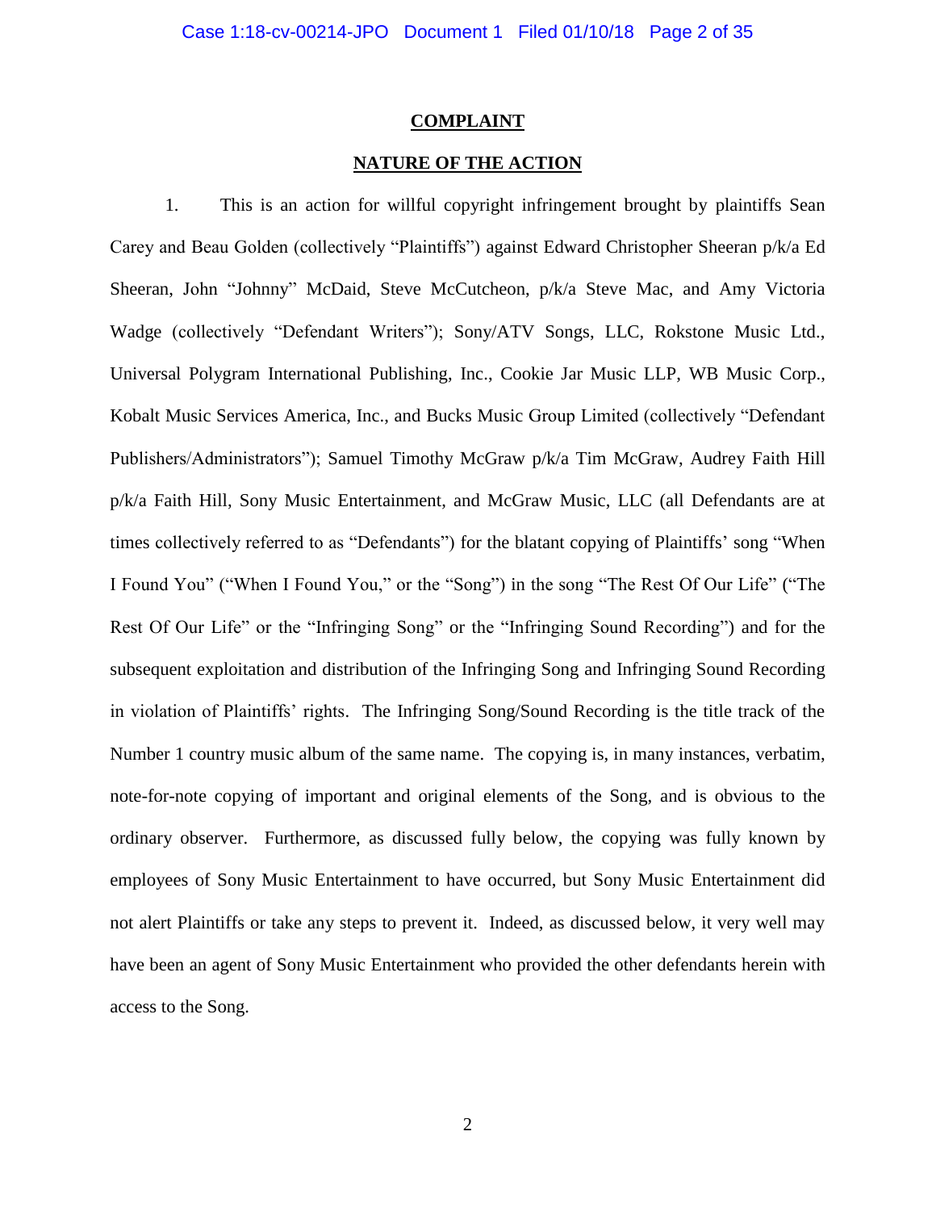**COMPLAINT**

**NATURE OF THE ACTION**

1. This is an action for willful copyright infringement brought by plaintiffs Sean Carey and Beau Golden (collectively "Plaintiffs") against Edward Christopher Sheeran p/k/a Ed Sheeran, John "Johnny" McDaid, Steve McCutcheon, p/k/a Steve Mac, and Amy Victoria Wadge (collectively "Defendant Writers"); Sony/ATV Songs, LLC, Rokstone Music Ltd., Universal Polygram International Publishing, Inc., Cookie Jar Music LLP, WB Music Corp., Kobalt Music Services America, Inc., and Bucks Music Group Limited (collectively "Defendant Publishers/Administrators"); Samuel Timothy McGraw p/k/a Tim McGraw, Audrey Faith Hill p/k/a Faith Hill, Sony Music Entertainment, and McGraw Music, LLC (all Defendants are at times collectively referred to as "Defendants") for the blatant copying of Plaintiffs' song "When I Found You" ("When I Found You," or the "Song") in the song "The Rest Of Our Life" ("The Rest Of Our Life" or the "Infringing Song" or the "Infringing Sound Recording") and for the subsequent exploitation and distribution of the Infringing Song and Infringing Sound Recording in violation of Plaintiffs' rights. The Infringing Song/Sound Recording is the title track of the Number 1 country music album of the same name. The copying is, in many instances, verbatim, note-for-note copying of important and original elements of the Song, and is obvious to the ordinary observer. Furthermore, as discussed fully below, the copying was fully known by employees of Sony Music Entertainment to have occurred, but Sony Music Entertainment did not alert Plaintiffs or take any steps to prevent it. Indeed, as discussed below, it very well may have been an agent of Sony Music Entertainment who provided the other defendants herein with access to the Song.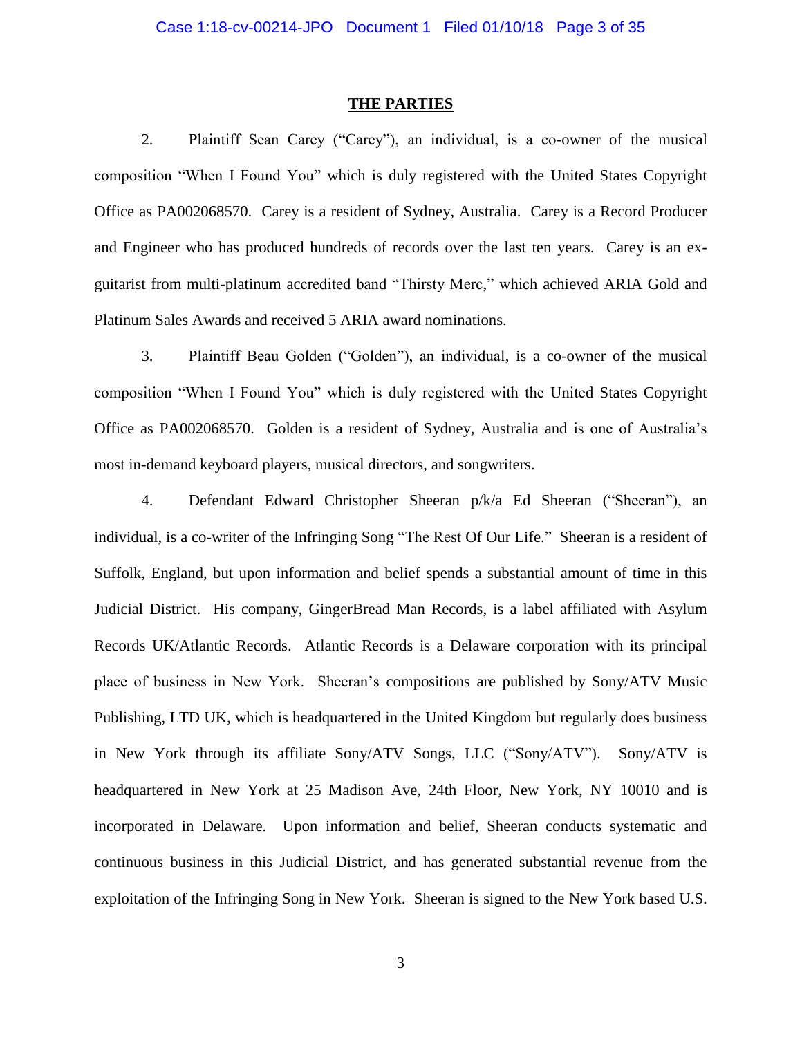## THE PARTIES

2. Plaintiff Sean Carey ("Carey"), an individual, is a co-owner of the musical composition "When I Found You" which is duly registered with the United States Copyright Office as PA002068570. Carey is a resident of Sydney, Australia. Carey is a Record Producer and Engineer who has produced hundreds of records over the last ten years. Carey is an ex-guitarist from multi-platinum accredited band "Thirsty Merc," which achieved ARIA Gold and Platinum Sales Awards and received 5 ARIA award nominations.

3. Plaintiff Beau Golden ("Golden"), an individual, is a co-owner of the musical composition "When I Found You" which is duly registered with the United States Copyright Office as PA002068570. Golden is a resident of Sydney, Australia and is one of Australia's most in-demand keyboard players, musical directors, and songwriters.

4. Defendant Edward Christopher Sheeran p/k/a Ed Sheeran ("Sheeran"), an individual, is a co-writer of the Infringing Song "The Rest Of Our Life." Sheeran is a resident of Suffolk, England, but upon information and belief spends a substantial amount of time in this Judicial District. His company, GingerBread Man Records, is a label affiliated with Asylum Records UK/Atlantic Records. Atlantic Records is a Delaware corporation with its principal place of business in New York. Sheeran's compositions are published by Sony/ATV Music Publishing, LTD UK, which is headquartered in the United Kingdom but regularly does business in New York through its affiliate Sony/ATV Songs, LLC ("Sony/ATV"). Sony/ATV is headquartered in New York at 25 Madison Ave, 24th Floor, New York, NY 10010 and is incorporated in Delaware. Upon information and belief, Sheeran conducts systematic and continuous business in this Judicial District, and has generated substantial revenue from the exploitation of the Infringing Song in New York. Sheeran is signed to the New York based U.S.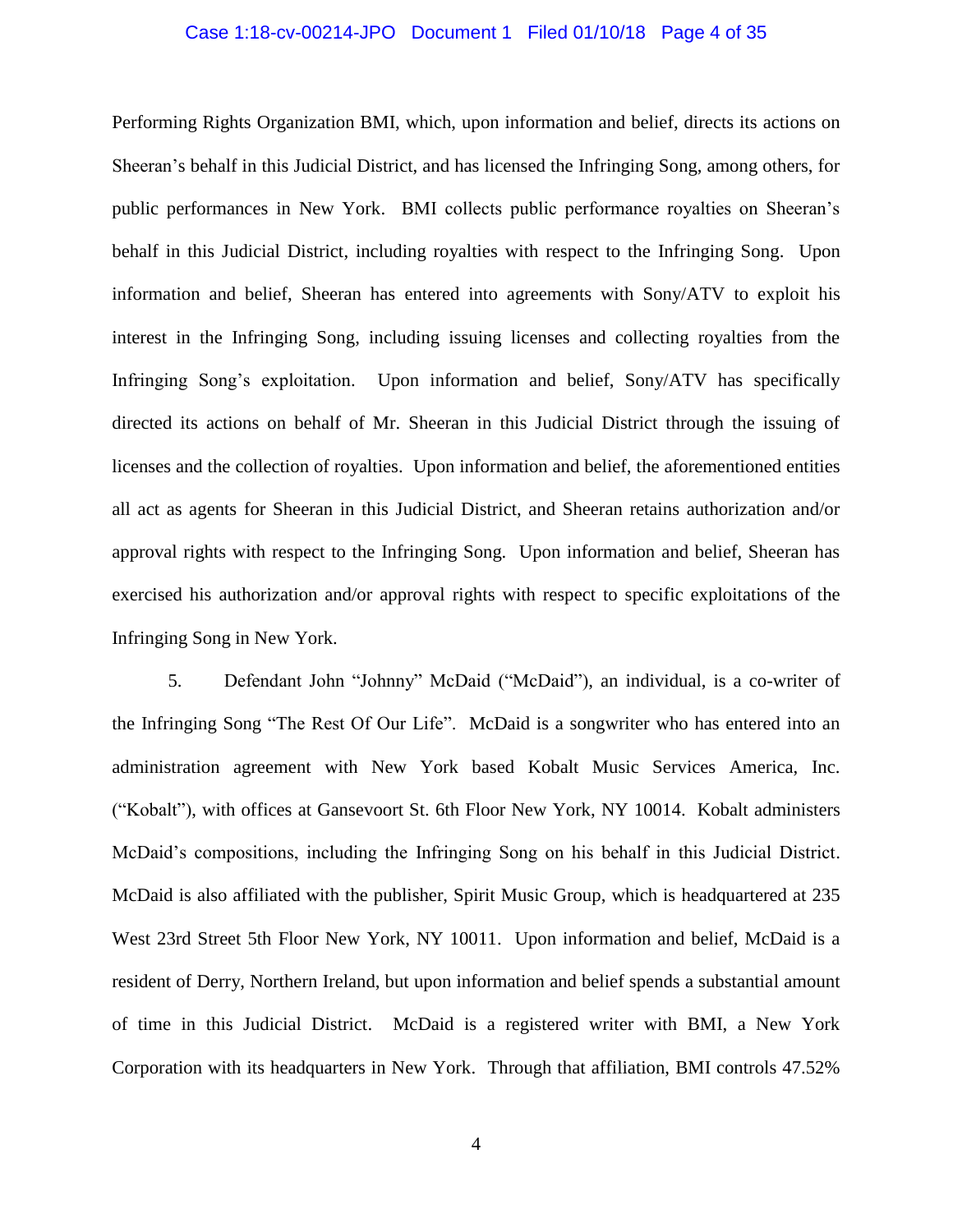Performing Rights Organization BMI, which, upon information and belief, directs its actions on Sheeran's behalf in this Judicial District, and has licensed the Infringing Song, among others, for public performances in New York. BMI collects public performance royalties on Sheeran's behalf in this Judicial District, including royalties with respect to the Infringing Song. Upon information and belief, Sheeran has entered into agreements with Sony/ATV to exploit his interest in the Infringing Song, including issuing licenses and collecting royalties from the Infringing Song's exploitation. Upon information and belief, Sony/ATV has specifically directed its actions on behalf of Mr. Sheeran in this Judicial District through the issuing of licenses and the collection of royalties. Upon information and belief, the aforementioned entities all act as agents for Sheeran in this Judicial District, and Sheeran retains authorization and/or approval rights with respect to the Infringing Song. Upon information and belief, Sheeran has exercised his authorization and/or approval rights with respect to specific exploitations of the Infringing Song in New York.

5. Defendant John "Johnny" McDaid ("McDaid"), an individual, is a co-writer of the Infringing Song "The Rest Of Our Life". McDaid is a songwriter who has entered into an administration agreement with New York based Kobalt Music Services America, Inc. ("Kobalt"), with offices at Gansevoort St. 6th Floor New York, NY 10014. Kobalt administers McDaid's compositions, including the Infringing Song on his behalf in this Judicial District. McDaid is also affiliated with the publisher, Spirit Music Group, which is headquartered at 235 West 23rd Street 5th Floor New York, NY 10011. Upon information and belief, McDaid is a resident of Derry, Northern Ireland, but upon information and belief spends a substantial amount of time in this Judicial District. McDaid is a registered writer with BMI, a New York Corporation with its headquarters in New York. Through that affiliation, BMI controls 47.52%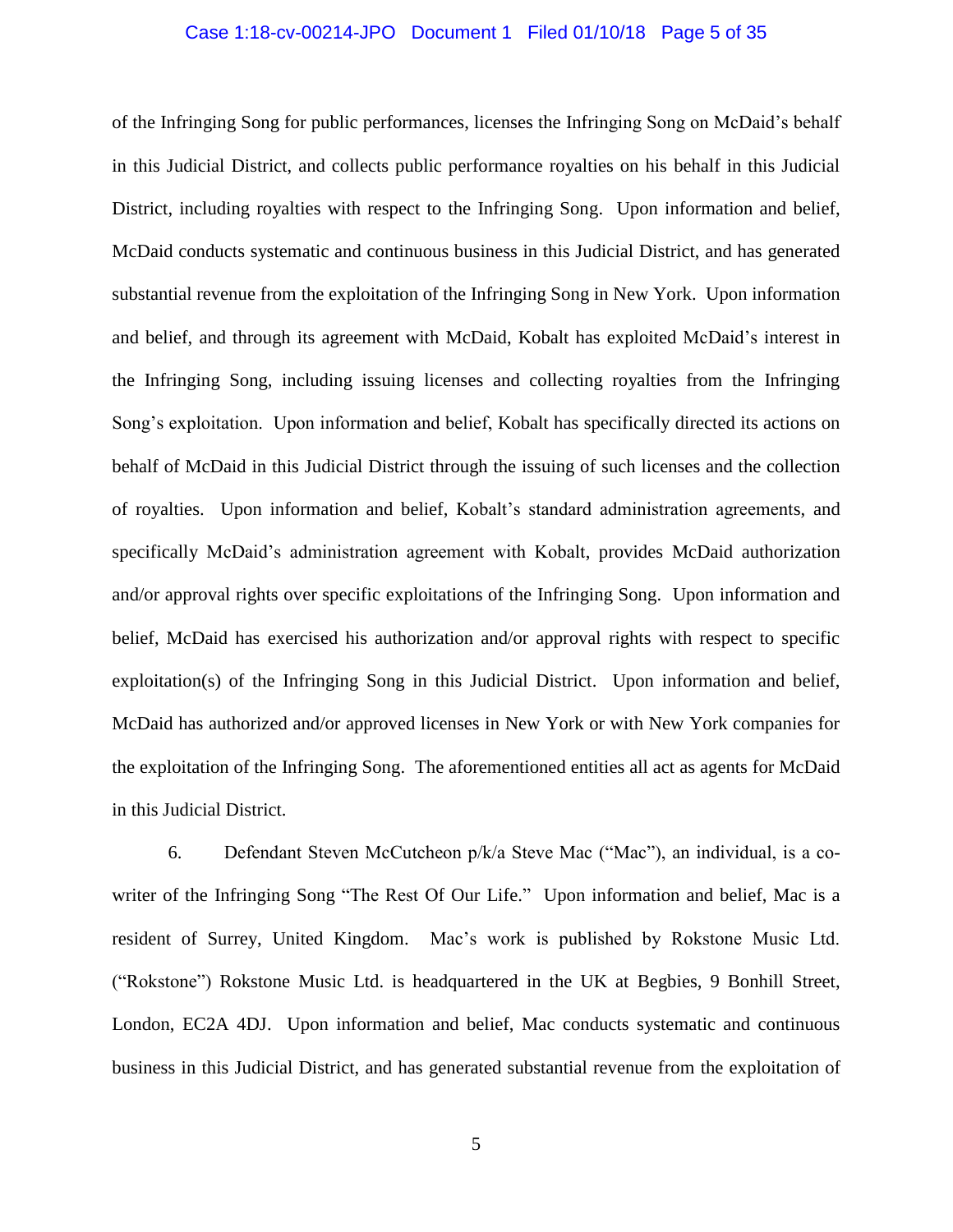of the Infringing Song for public performances, licenses the Infringing Song on McDaid's behalf in this Judicial District, and collects public performance royalties on his behalf in this Judicial District, including royalties with respect to the Infringing Song. Upon information and belief, McDaid conducts systematic and continuous business in this Judicial District, and has generated substantial revenue from the exploitation of the Infringing Song in New York. Upon information and belief, and through its agreement with McDaid, Kobalt has exploited McDaid's interest in the Infringing Song, including issuing licenses and collecting royalties from the Infringing Song's exploitation. Upon information and belief, Kobalt has specifically directed its actions on behalf of McDaid in this Judicial District through the issuing of such licenses and the collection of royalties. Upon information and belief, Kobalt's standard administration agreements, and specifically McDaid's administration agreement with Kobalt, provides McDaid authorization and/or approval rights over specific exploitations of the Infringing Song. Upon information and belief, McDaid has exercised his authorization and/or approval rights with respect to specific exploitation(s) of the Infringing Song in this Judicial District. Upon information and belief, McDaid has authorized and/or approved licenses in New York or with New York companies for the exploitation of the Infringing Song. The aforementioned entities all act as agents for McDaid in this Judicial District.

6. Defendant Steven McCutcheon p/k/a Steve Mac ("Mac"), an individual, is a co-writer of the Infringing Song "The Rest Of Our Life." Upon information and belief, Mac is a resident of Surrey, United Kingdom. Mac's work is published by Rokstone Music Ltd. ("Rokstone") Rokstone Music Ltd. is headquartered in the UK at Begbies, 9 Bonhill Street, London, EC2A 4DJ. Upon information and belief, Mac conducts systematic and continuous business in this Judicial District, and has generated substantial revenue from the exploitation of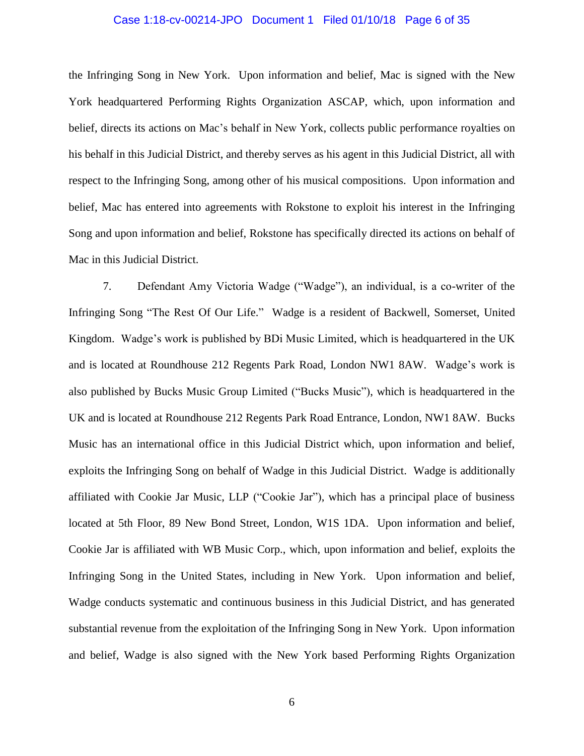the Infringing Song in New York. Upon information and belief, Mac is signed with the New York headquartered Performing Rights Organization ASCAP, which, upon information and belief, directs its actions on Mac's behalf in New York, collects public performance royalties on his behalf in this Judicial District, and thereby serves as his agent in this Judicial District, all with respect to the Infringing Song, among other of his musical compositions. Upon information and belief, Mac has entered into agreements with Rokstone to exploit his interest in the Infringing Song and upon information and belief, Rokstone has specifically directed its actions on behalf of Mac in this Judicial District.

7. Defendant Amy Victoria Wadge ("Wadge"), an individual, is a co-writer of the Infringing Song "The Rest Of Our Life." Wadge is a resident of Backwell, Somerset, United Kingdom. Wadge's work is published by BDi Music Limited, which is headquartered in the UK and is located at Roundhouse 212 Regents Park Road, London NW1 8AW. Wadge's work is also published by Bucks Music Group Limited ("Bucks Music"), which is headquartered in the UK and is located at Roundhouse 212 Regents Park Road Entrance, London, NW1 8AW. Bucks Music has an international office in this Judicial District which, upon information and belief, exploits the Infringing Song on behalf of Wadge in this Judicial District. Wadge is additionally affiliated with Cookie Jar Music, LLP ("Cookie Jar"), which has a principal place of business located at 5th Floor, 89 New Bond Street, London, W1S 1DA. Upon information and belief, Cookie Jar is affiliated with WB Music Corp., which, upon information and belief, exploits the Infringing Song in the United States, including in New York. Upon information and belief, Wadge conducts systematic and continuous business in this Judicial District, and has generated substantial revenue from the exploitation of the Infringing Song in New York. Upon information and belief, Wadge is also signed with the New York based Performing Rights Organization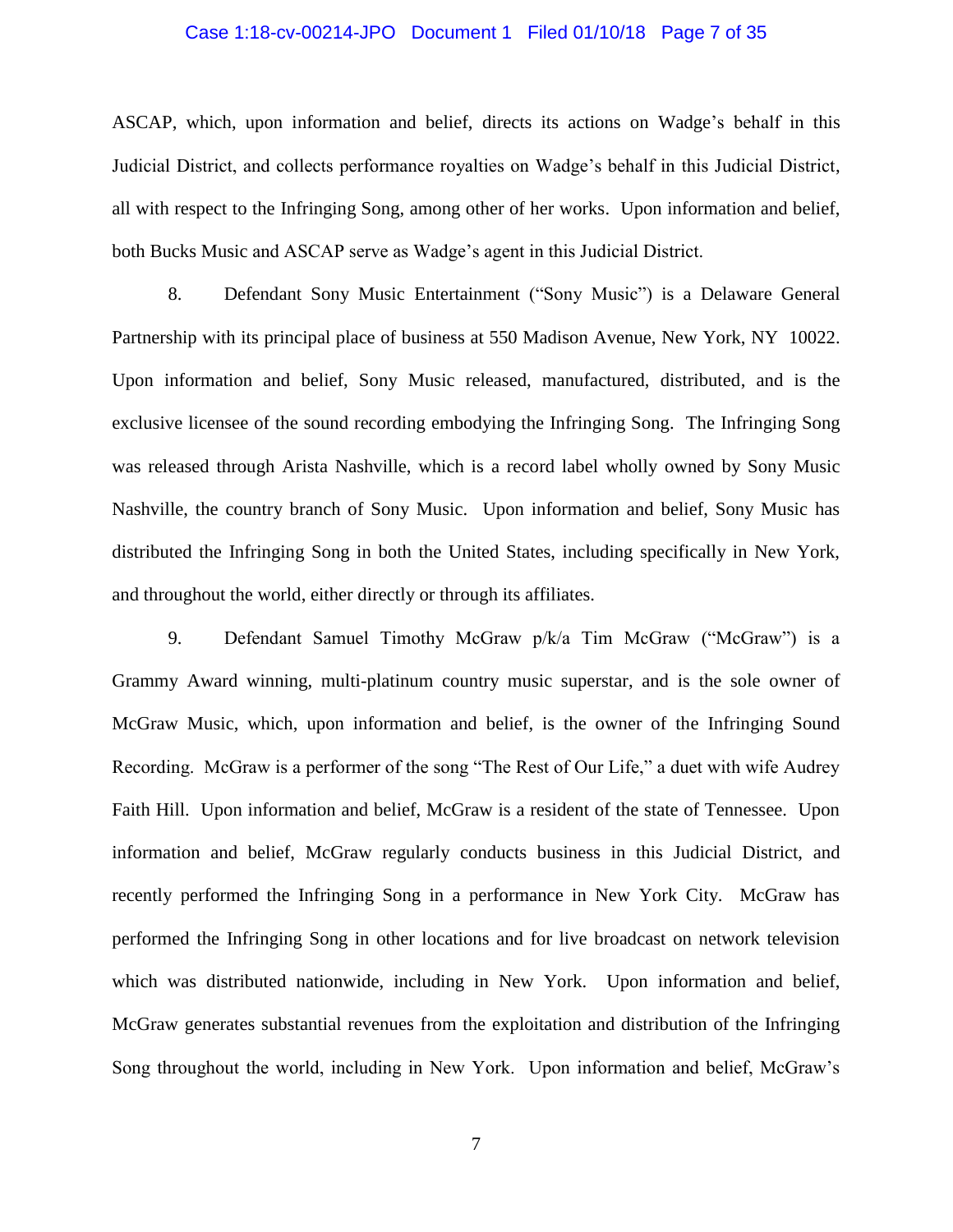ASCAP, which, upon information and belief, directs its actions on Wadge's behalf in this Judicial District, and collects performance royalties on Wadge's behalf in this Judicial District, all with respect to the Infringing Song, among other of her works. Upon information and belief, both Bucks Music and ASCAP serve as Wadge's agent in this Judicial District.

8. Defendant Sony Music Entertainment ("Sony Music") is a Delaware General Partnership with its principal place of business at 550 Madison Avenue, New York, NY 10022. Upon information and belief, Sony Music released, manufactured, distributed, and is the exclusive licensee of the sound recording embodying the Infringing Song. The Infringing Song was released through Arista Nashville, which is a record label wholly owned by Sony Music Nashville, the country branch of Sony Music. Upon information and belief, Sony Music has distributed the Infringing Song in both the United States, including specifically in New York, and throughout the world, either directly or through its affiliates.

9. Defendant Samuel Timothy McGraw p/k/a Tim McGraw ("McGraw") is a Grammy Award winning, multi-platinum country music superstar, and is the sole owner of McGraw Music, which, upon information and belief, is the owner of the Infringing Sound Recording. McGraw is a performer of the song "The Rest of Our Life," a duet with wife Audrey Faith Hill. Upon information and belief, McGraw is a resident of the state of Tennessee. Upon information and belief, McGraw regularly conducts business in this Judicial District, and recently performed the Infringing Song in a performance in New York City. McGraw has performed the Infringing Song in other locations and for live broadcast on network television which was distributed nationwide, including in New York. Upon information and belief, McGraw generates substantial revenues from the exploitation and distribution of the Infringing Song throughout the world, including in New York. Upon information and belief, McGraw's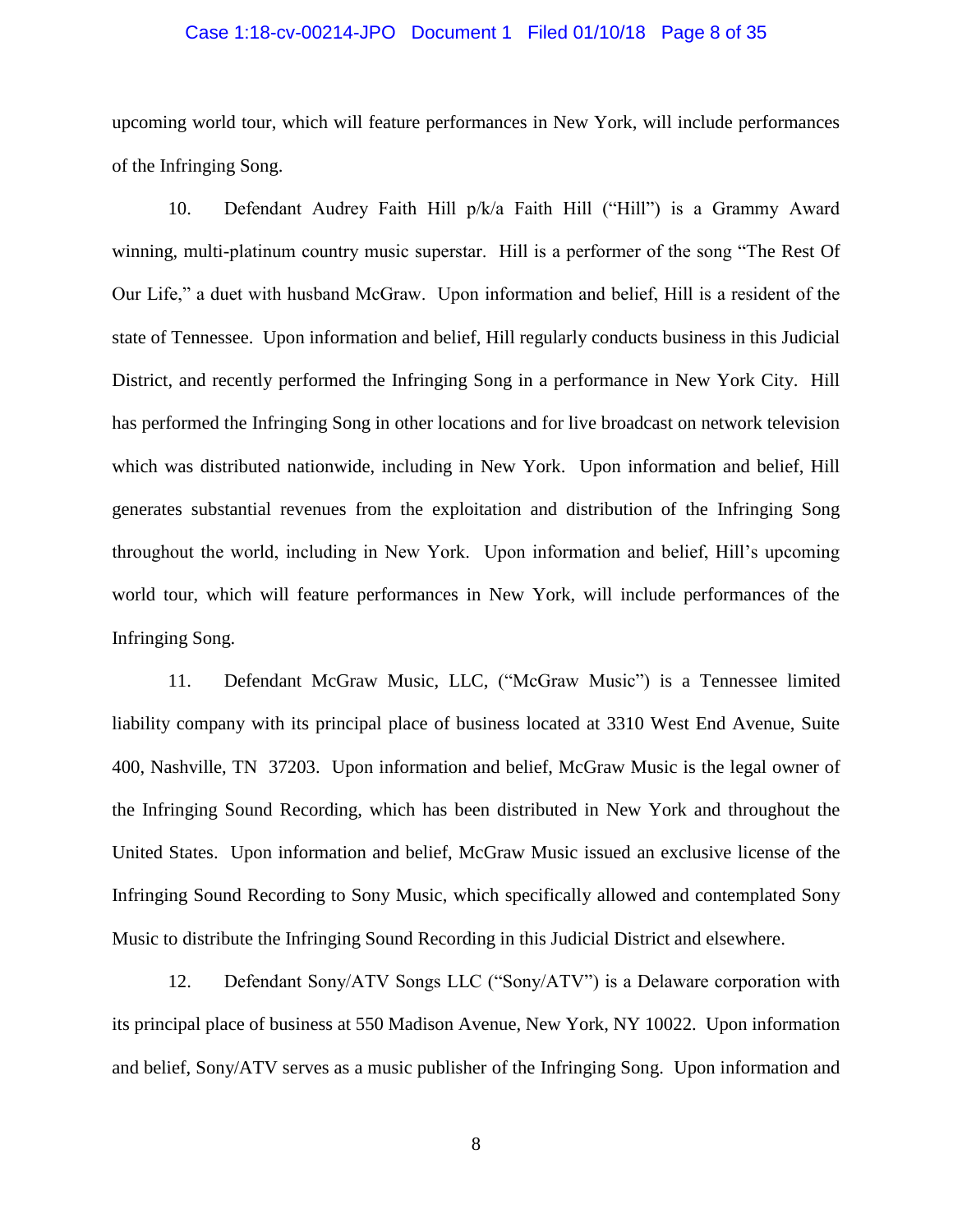upcoming world tour, which will feature performances in New York, will include performances of the Infringing Song.

10. Defendant Audrey Faith Hill p/k/a Faith Hill ("Hill") is a Grammy Award winning, multi-platinum country music superstar. Hill is a performer of the song "The Rest Of Our Life," a duet with husband McGraw. Upon information and belief, Hill is a resident of the state of Tennessee. Upon information and belief, Hill regularly conducts business in this Judicial District, and recently performed the Infringing Song in a performance in New York City. Hill has performed the Infringing Song in other locations and for live broadcast on network television which was distributed nationwide, including in New York. Upon information and belief, Hill generates substantial revenues from the exploitation and distribution of the Infringing Song throughout the world, including in New York. Upon information and belief, Hill's upcoming world tour, which will feature performances in New York, will include performances of the Infringing Song.

11. Defendant McGraw Music, LLC, ("McGraw Music") is a Tennessee limited liability company with its principal place of business located at 3310 West End Avenue, Suite 400, Nashville, TN 37203. Upon information and belief, McGraw Music is the legal owner of the Infringing Sound Recording, which has been distributed in New York and throughout the United States. Upon information and belief, McGraw Music issued an exclusive license of the Infringing Sound Recording to Sony Music, which specifically allowed and contemplated Sony Music to distribute the Infringing Sound Recording in this Judicial District and elsewhere.

12. Defendant Sony/ATV Songs LLC ("Sony/ATV") is a Delaware corporation with its principal place of business at 550 Madison Avenue, New York, NY 10022. Upon information and belief, Sony/ATV serves as a music publisher of the Infringing Song. Upon information and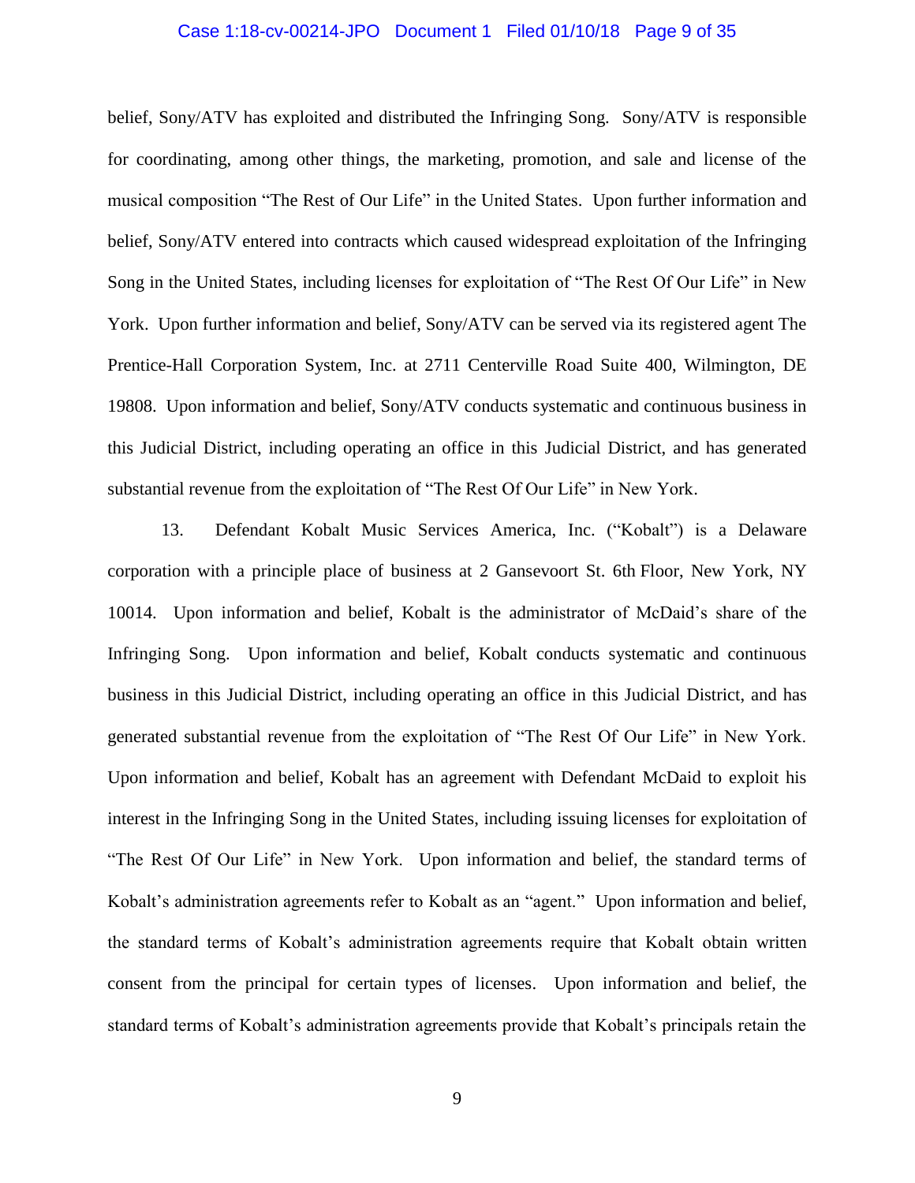belief, Sony/ATV has exploited and distributed the Infringing Song. Sony/ATV is responsible for coordinating, among other things, the marketing, promotion, and sale and license of the musical composition "The Rest of Our Life" in the United States. Upon further information and belief, Sony/ATV entered into contracts which caused widespread exploitation of the Infringing Song in the United States, including licenses for exploitation of "The Rest Of Our Life" in New York. Upon further information and belief, Sony/ATV can be served via its registered agent The Prentice-Hall Corporation System, Inc. at 2711 Centerville Road Suite 400, Wilmington, DE 19808. Upon information and belief, Sony/ATV conducts systematic and continuous business in this Judicial District, including operating an office in this Judicial District, and has generated substantial revenue from the exploitation of "The Rest Of Our Life" in New York.

13. Defendant Kobalt Music Services America, Inc. ("Kobalt") is a Delaware corporation with a principle place of business at 2 Gansevoort St. 6th Floor, New York, NY 10014. Upon information and belief, Kobalt is the administrator of McDaid's share of the Infringing Song. Upon information and belief, Kobalt conducts systematic and continuous business in this Judicial District, including operating an office in this Judicial District, and has generated substantial revenue from the exploitation of "The Rest Of Our Life" in New York. Upon information and belief, Kobalt has an agreement with Defendant McDaid to exploit his interest in the Infringing Song in the United States, including issuing licenses for exploitation of "The Rest Of Our Life" in New York. Upon information and belief, the standard terms of Kobalt's administration agreements refer to Kobalt as an "agent." Upon information and belief, the standard terms of Kobalt's administration agreements require that Kobalt obtain written consent from the principal for certain types of licenses. Upon information and belief, the standard terms of Kobalt's administration agreements provide that Kobalt's principals retain the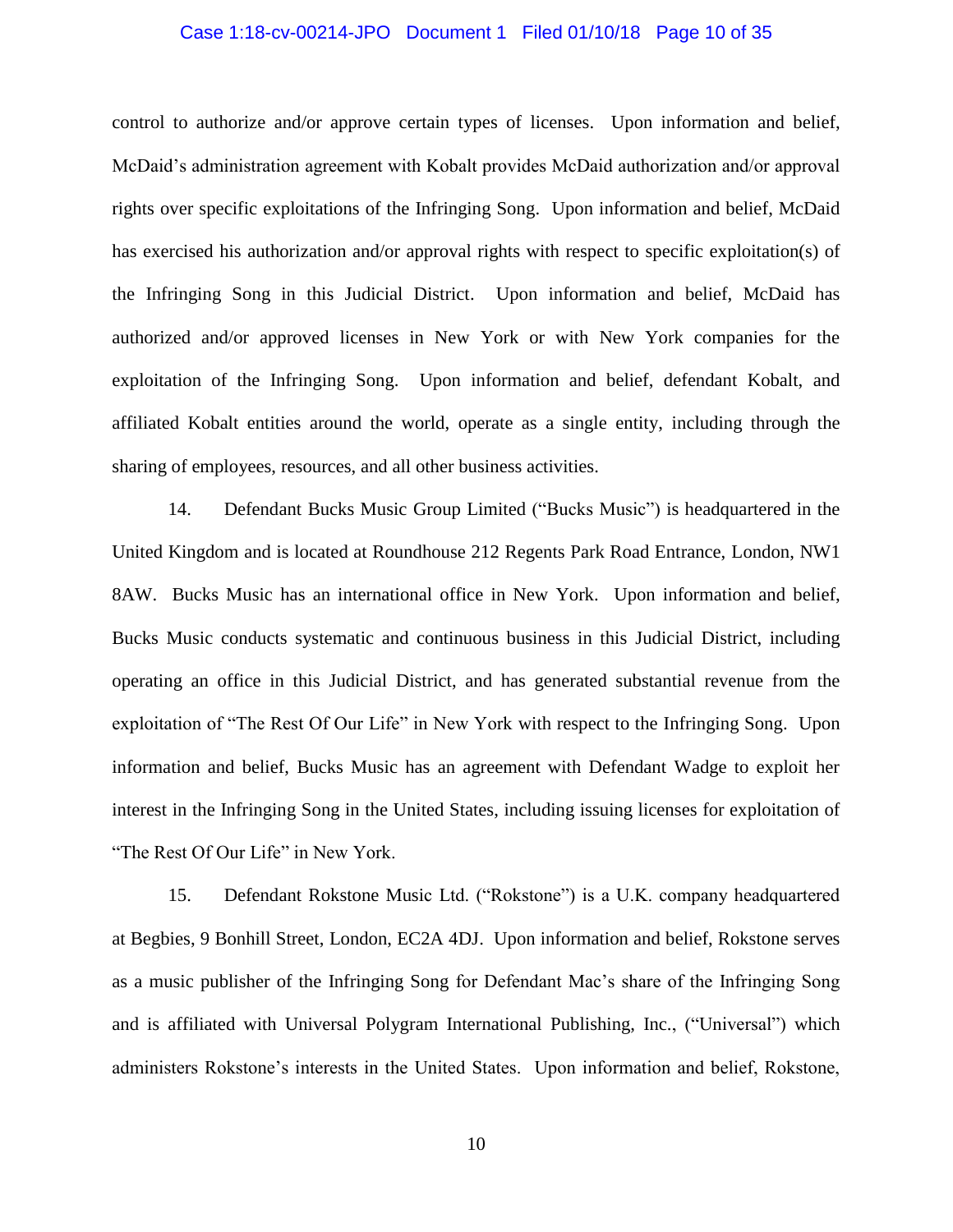control to authorize and/or approve certain types of licenses. Upon information and belief, McDaid's administration agreement with Kobalt provides McDaid authorization and/or approval rights over specific exploitations of the Infringing Song. Upon information and belief, McDaid has exercised his authorization and/or approval rights with respect to specific exploitation(s) of the Infringing Song in this Judicial District. Upon information and belief, McDaid has authorized and/or approved licenses in New York or with New York companies for the exploitation of the Infringing Song. Upon information and belief, defendant Kobalt, and affiliated Kobalt entities around the world, operate as a single entity, including through the sharing of employees, resources, and all other business activities.

14. Defendant Bucks Music Group Limited ("Bucks Music") is headquartered in the United Kingdom and is located at Roundhouse 212 Regents Park Road Entrance, London, NW1 8AW. Bucks Music has an international office in New York. Upon information and belief, Bucks Music conducts systematic and continuous business in this Judicial District, including operating an office in this Judicial District, and has generated substantial revenue from the exploitation of "The Rest Of Our Life" in New York with respect to the Infringing Song. Upon information and belief, Bucks Music has an agreement with Defendant Wadge to exploit her interest in the Infringing Song in the United States, including issuing licenses for exploitation of "The Rest Of Our Life" in New York.

15. Defendant Rokstone Music Ltd. ("Rokstone") is a U.K. company headquartered at Begbies, 9 Bonhill Street, London, EC2A 4DJ. Upon information and belief, Rokstone serves as a music publisher of the Infringing Song for Defendant Mac's share of the Infringing Song and is affiliated with Universal Polygram International Publishing, Inc., ("Universal") which administers Rokstone's interests in the United States. Upon information and belief, Rokstone,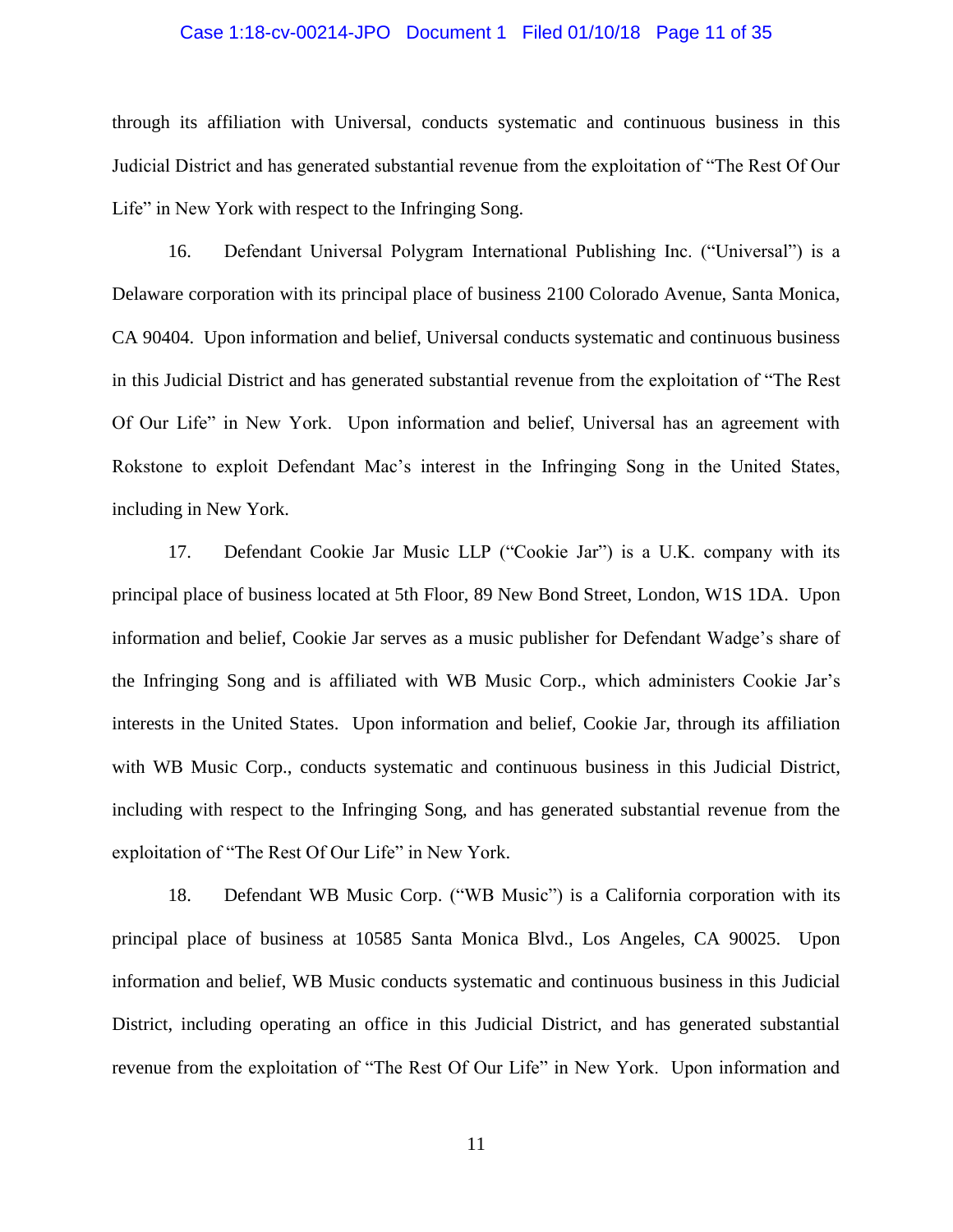through its affiliation with Universal, conducts systematic and continuous business in this Judicial District and has generated substantial revenue from the exploitation of "The Rest Of Our Life" in New York with respect to the Infringing Song.

16. Defendant Universal Polygram International Publishing Inc. ("Universal") is a Delaware corporation with its principal place of business 2100 Colorado Avenue, Santa Monica, CA 90404. Upon information and belief, Universal conducts systematic and continuous business in this Judicial District and has generated substantial revenue from the exploitation of "The Rest Of Our Life" in New York. Upon information and belief, Universal has an agreement with Rokstone to exploit Defendant Mac's interest in the Infringing Song in the United States, including in New York.

17. Defendant Cookie Jar Music LLP ("Cookie Jar") is a U.K. company with its principal place of business located at 5th Floor, 89 New Bond Street, London, W1S 1DA. Upon information and belief, Cookie Jar serves as a music publisher for Defendant Wadge's share of the Infringing Song and is affiliated with WB Music Corp., which administers Cookie Jar's interests in the United States. Upon information and belief, Cookie Jar, through its affiliation with WB Music Corp., conducts systematic and continuous business in this Judicial District, including with respect to the Infringing Song, and has generated substantial revenue from the exploitation of "The Rest Of Our Life" in New York.

18. Defendant WB Music Corp. ("WB Music") is a California corporation with its principal place of business at 10585 Santa Monica Blvd., Los Angeles, CA 90025. Upon information and belief, WB Music conducts systematic and continuous business in this Judicial District, including operating an office in this Judicial District, and has generated substantial revenue from the exploitation of "The Rest Of Our Life" in New York. Upon information and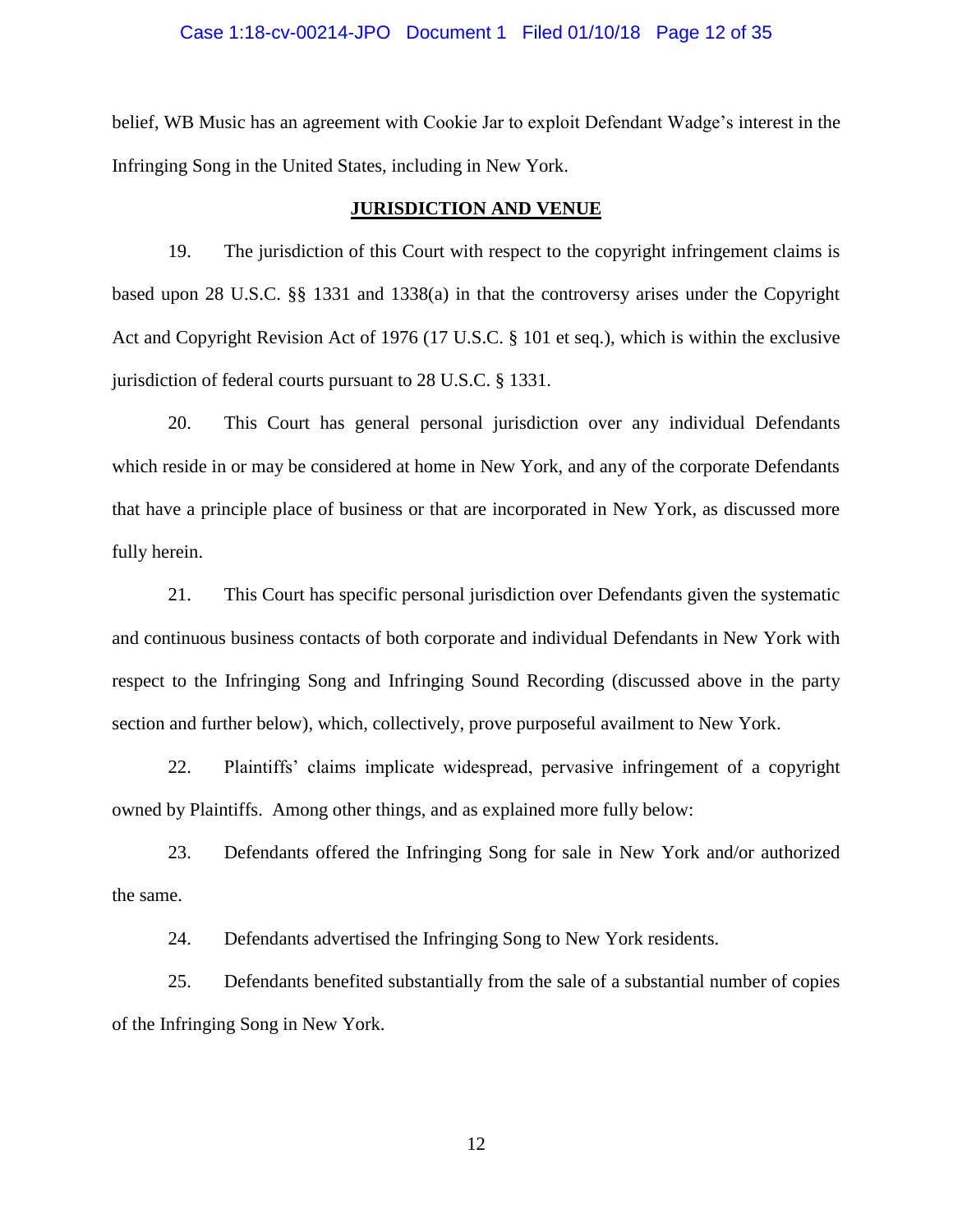belief, WB Music has an agreement with Cookie Jar to exploit Defendant Wadge's interest in the Infringing Song in the United States, including in New York.

## JURISDICTION AND VENUE

19. The jurisdiction of this Court with respect to the copyright infringement claims is based upon 28 U.S.C. §§ 1331 and 1338(a) in that the controversy arises under the Copyright Act and Copyright Revision Act of 1976 (17 U.S.C. § 101 et seq.), which is within the exclusive jurisdiction of federal courts pursuant to 28 U.S.C. § 1331.

20. This Court has general personal jurisdiction over any individual Defendants which reside in or may be considered at home in New York, and any of the corporate Defendants that have a principle place of business or that are incorporated in New York, as discussed more fully herein.

21. This Court has specific personal jurisdiction over Defendants given the systematic and continuous business contacts of both corporate and individual Defendants in New York with respect to the Infringing Song and Infringing Sound Recording (discussed above in the party section and further below), which, collectively, prove purposeful availment to New York.

22. Plaintiffs' claims implicate widespread, pervasive infringement of a copyright owned by Plaintiffs. Among other things, and as explained more fully below:

23. Defendants offered the Infringing Song for sale in New York and/or authorized the same.

24. Defendants advertised the Infringing Song to New York residents.

25. Defendants benefited substantially from the sale of a substantial number of copies of the Infringing Song in New York.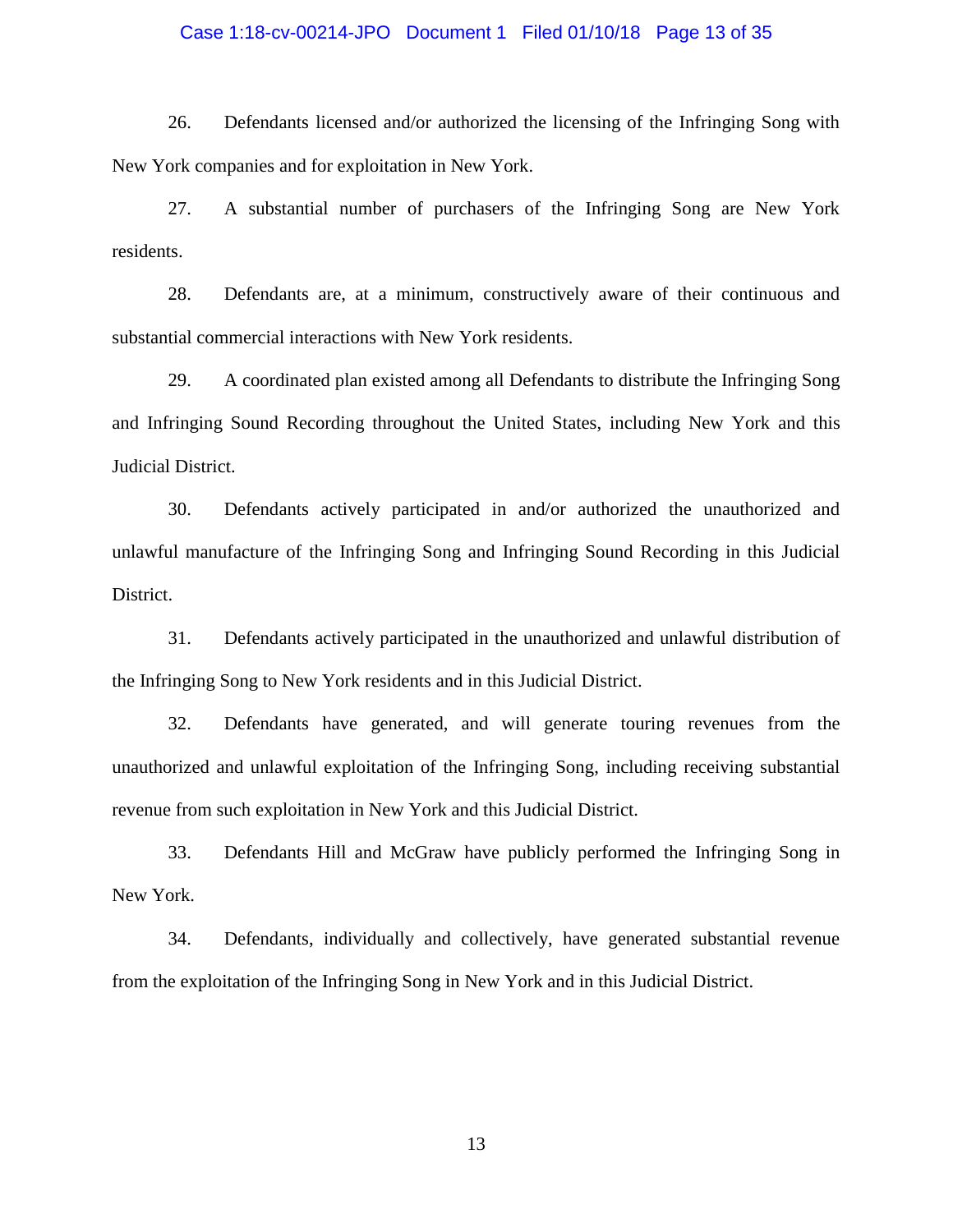26. Defendants licensed and/or authorized the licensing of the Infringing Song with New York companies and for exploitation in New York.

27. A substantial number of purchasers of the Infringing Song are New York residents.

28. Defendants are, at a minimum, constructively aware of their continuous and substantial commercial interactions with New York residents.

29. A coordinated plan existed among all Defendants to distribute the Infringing Song and Infringing Sound Recording throughout the United States, including New York and this Judicial District.

30. Defendants actively participated in and/or authorized the unauthorized and unlawful manufacture of the Infringing Song and Infringing Sound Recording in this Judicial District.

31. Defendants actively participated in the unauthorized and unlawful distribution of the Infringing Song to New York residents and in this Judicial District.

32. Defendants have generated, and will generate touring revenues from the unauthorized and unlawful exploitation of the Infringing Song, including receiving substantial revenue from such exploitation in New York and this Judicial District.

33. Defendants Hill and McGraw have publicly performed the Infringing Song in New York.

34. Defendants, individually and collectively, have generated substantial revenue from the exploitation of the Infringing Song in New York and in this Judicial District.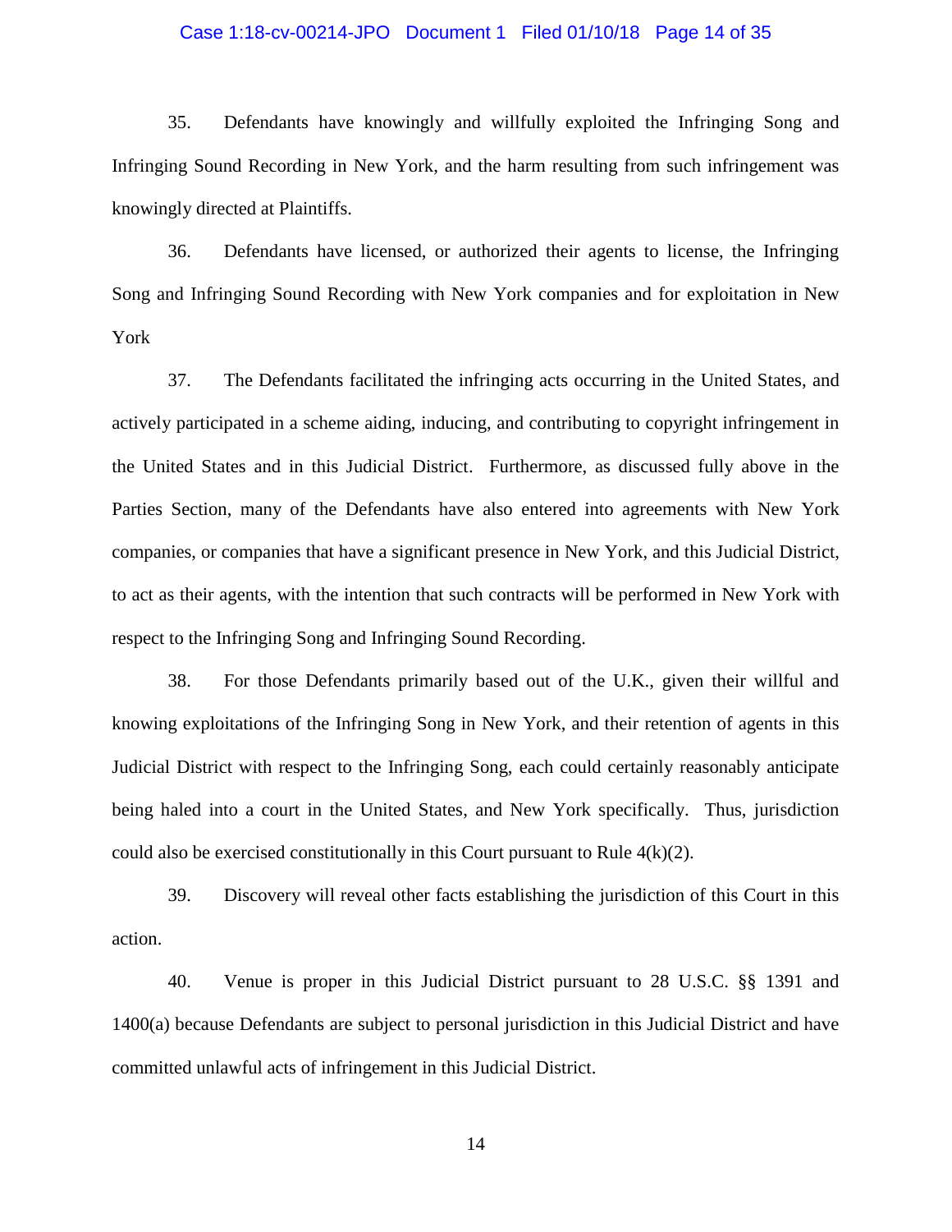35. Defendants have knowingly and willfully exploited the Infringing Song and Infringing Sound Recording in New York, and the harm resulting from such infringement was knowingly directed at Plaintiffs.

36. Defendants have licensed, or authorized their agents to license, the Infringing Song and Infringing Sound Recording with New York companies and for exploitation in New York

37. The Defendants facilitated the infringing acts occurring in the United States, and actively participated in a scheme aiding, inducing, and contributing to copyright infringement in the United States and in this Judicial District. Furthermore, as discussed fully above in the Parties Section, many of the Defendants have also entered into agreements with New York companies, or companies that have a significant presence in New York, and this Judicial District, to act as their agents, with the intention that such contracts will be performed in New York with respect to the Infringing Song and Infringing Sound Recording.

38. For those Defendants primarily based out of the U.K., given their willful and knowing exploitations of the Infringing Song in New York, and their retention of agents in this Judicial District with respect to the Infringing Song, each could certainly reasonably anticipate being haled into a court in the United States, and New York specifically. Thus, jurisdiction could also be exercised constitutionally in this Court pursuant to Rule 4(k)(2).

39. Discovery will reveal other facts establishing the jurisdiction of this Court in this action.

40. Venue is proper in this Judicial District pursuant to 28 U.S.C. §§ 1391 and 1400(a) because Defendants are subject to personal jurisdiction in this Judicial District and have committed unlawful acts of infringement in this Judicial District.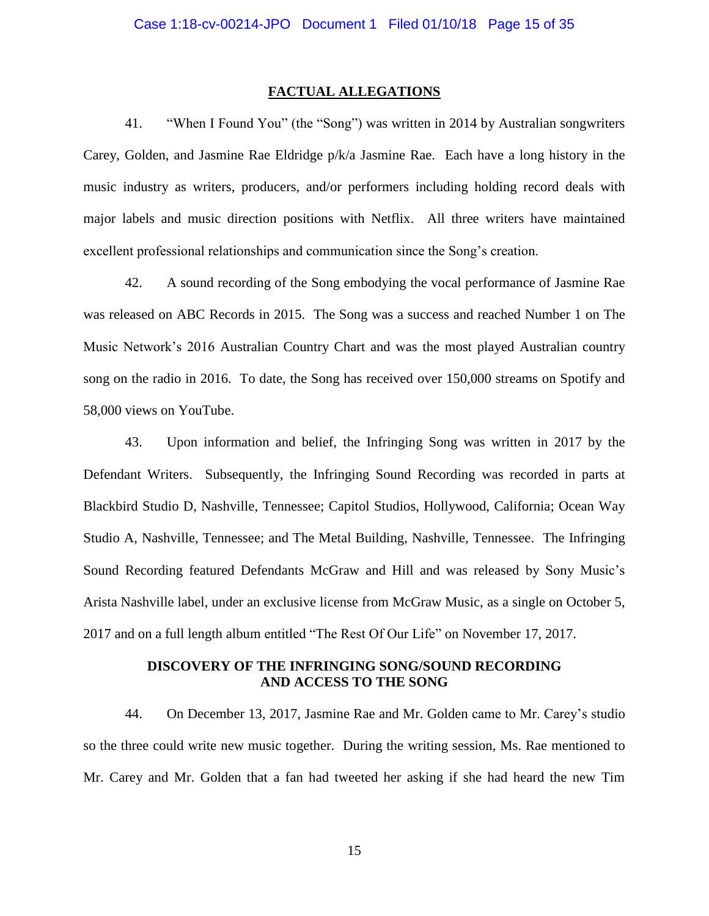## FACTUAL ALLEGATIONS

41. "When I Found You" (the "Song") was written in 2014 by Australian songwriters Carey, Golden, and Jasmine Rae Eldridge p/k/a Jasmine Rae. Each have a long history in the music industry as writers, producers, and/or performers including holding record deals with major labels and music direction positions with Netflix. All three writers have maintained excellent professional relationships and communication since the Song's creation.

42. A sound recording of the Song embodying the vocal performance of Jasmine Rae was released on ABC Records in 2015. The Song was a success and reached Number 1 on The Music Network's 2016 Australian Country Chart and was the most played Australian country song on the radio in 2016. To date, the Song has received over 150,000 streams on Spotify and 58,000 views on YouTube.

43. Upon information and belief, the Infringing Song was written in 2017 by the Defendant Writers. Subsequently, the Infringing Sound Recording was recorded in parts at Blackbird Studio D, Nashville, Tennessee; Capitol Studios, Hollywood, California; Ocean Way Studio A, Nashville, Tennessee; and The Metal Building, Nashville, Tennessee. The Infringing Sound Recording featured Defendants McGraw and Hill and was released by Sony Music's Arista Nashville label, under an exclusive license from McGraw Music, as a single on October 5, 2017 and on a full length album entitled "The Rest Of Our Life" on November 17, 2017.

## DISCOVERY OF THE INFRINGING SONG/SOUND RECORDING AND ACCESS TO THE SONG

44. On December 13, 2017, Jasmine Rae and Mr. Golden came to Mr. Carey's studio so the three could write new music together. During the writing session, Ms. Rae mentioned to Mr. Carey and Mr. Golden that a fan had tweeted her asking if she had heard the new Tim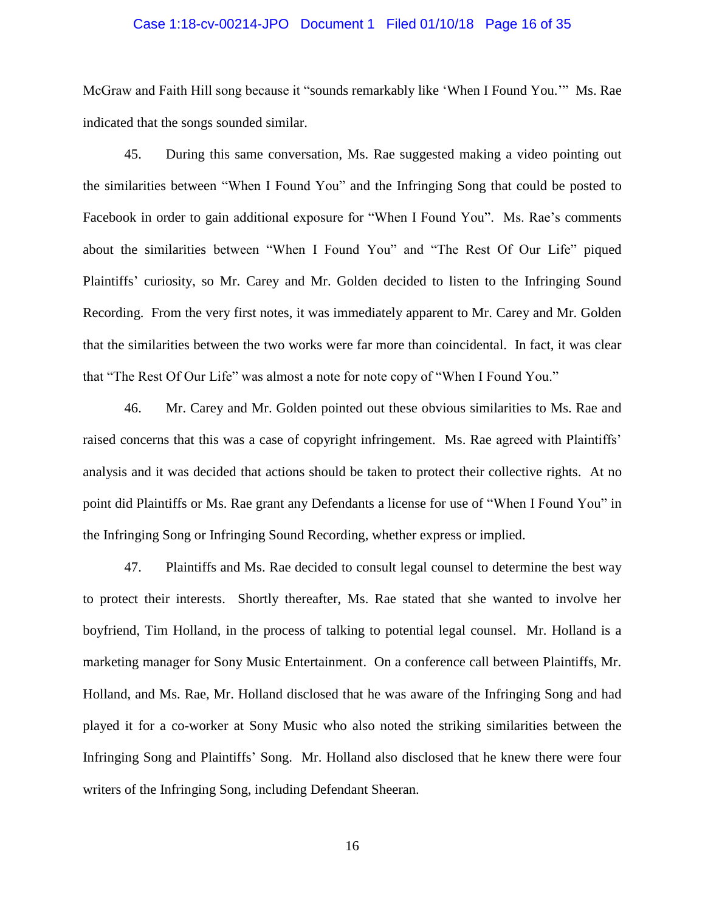McGraw and Faith Hill song because it "sounds remarkably like 'When I Found You.'" Ms. Rae indicated that the songs sounded similar.

45. During this same conversation, Ms. Rae suggested making a video pointing out the similarities between "When I Found You" and the Infringing Song that could be posted to Facebook in order to gain additional exposure for "When I Found You". Ms. Rae's comments about the similarities between "When I Found You" and "The Rest Of Our Life" piqued Plaintiffs' curiosity, so Mr. Carey and Mr. Golden decided to listen to the Infringing Sound Recording. From the very first notes, it was immediately apparent to Mr. Carey and Mr. Golden that the similarities between the two works were far more than coincidental. In fact, it was clear that "The Rest Of Our Life" was almost a note for note copy of "When I Found You."

46. Mr. Carey and Mr. Golden pointed out these obvious similarities to Ms. Rae and raised concerns that this was a case of copyright infringement. Ms. Rae agreed with Plaintiffs' analysis and it was decided that actions should be taken to protect their collective rights. At no point did Plaintiffs or Ms. Rae grant any Defendants a license for use of "When I Found You" in the Infringing Song or Infringing Sound Recording, whether express or implied.

47. Plaintiffs and Ms. Rae decided to consult legal counsel to determine the best way to protect their interests. Shortly thereafter, Ms. Rae stated that she wanted to involve her boyfriend, Tim Holland, in the process of talking to potential legal counsel. Mr. Holland is a marketing manager for Sony Music Entertainment. On a conference call between Plaintiffs, Mr. Holland, and Ms. Rae, Mr. Holland disclosed that he was aware of the Infringing Song and had played it for a co-worker at Sony Music who also noted the striking similarities between the Infringing Song and Plaintiffs' Song. Mr. Holland also disclosed that he knew there were four writers of the Infringing Song, including Defendant Sheeran.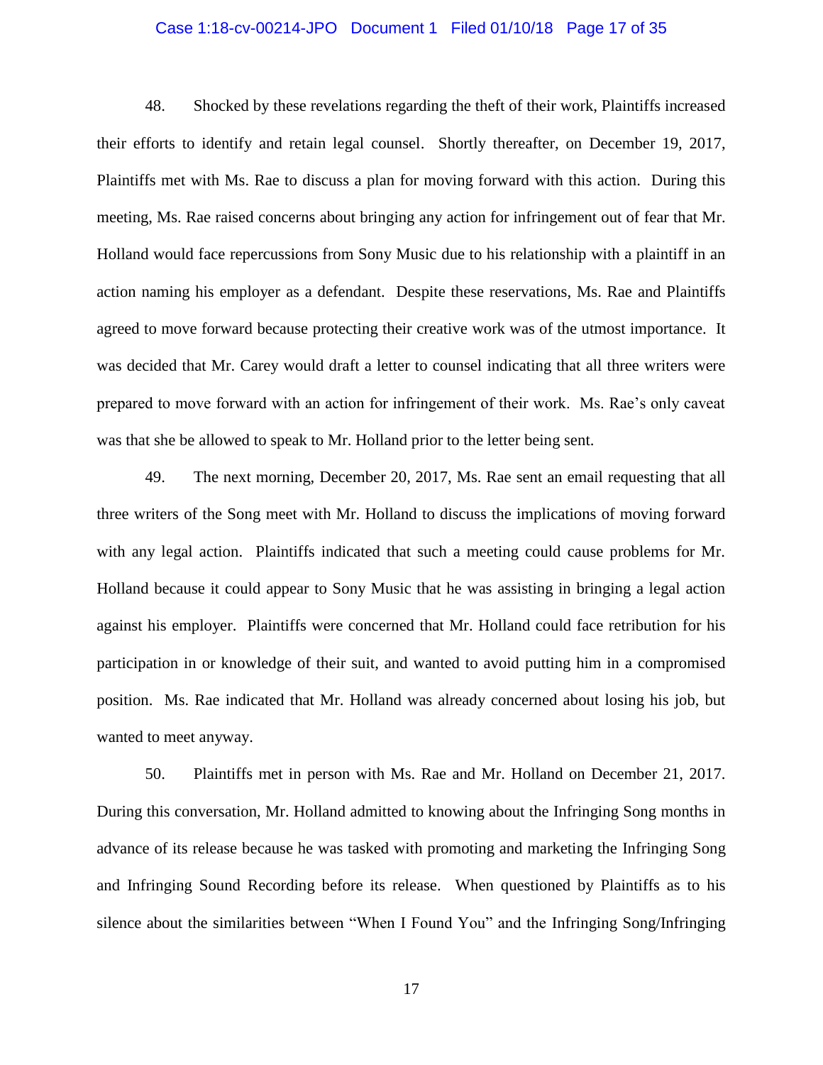48. Shocked by these revelations regarding the theft of their work, Plaintiffs increased their efforts to identify and retain legal counsel. Shortly thereafter, on December 19, 2017, Plaintiffs met with Ms. Rae to discuss a plan for moving forward with this action. During this meeting, Ms. Rae raised concerns about bringing any action for infringement out of fear that Mr. Holland would face repercussions from Sony Music due to his relationship with a plaintiff in an action naming his employer as a defendant. Despite these reservations, Ms. Rae and Plaintiffs agreed to move forward because protecting their creative work was of the utmost importance. It was decided that Mr. Carey would draft a letter to counsel indicating that all three writers were prepared to move forward with an action for infringement of their work. Ms. Rae's only caveat was that she be allowed to speak to Mr. Holland prior to the letter being sent.

49. The next morning, December 20, 2017, Ms. Rae sent an email requesting that all three writers of the Song meet with Mr. Holland to discuss the implications of moving forward with any legal action. Plaintiffs indicated that such a meeting could cause problems for Mr. Holland because it could appear to Sony Music that he was assisting in bringing a legal action against his employer. Plaintiffs were concerned that Mr. Holland could face retribution for his participation in or knowledge of their suit, and wanted to avoid putting him in a compromised position. Ms. Rae indicated that Mr. Holland was already concerned about losing his job, but wanted to meet anyway.

50. Plaintiffs met in person with Ms. Rae and Mr. Holland on December 21, 2017. During this conversation, Mr. Holland admitted to knowing about the Infringing Song months in advance of its release because he was tasked with promoting and marketing the Infringing Song and Infringing Sound Recording before its release. When questioned by Plaintiffs as to his silence about the similarities between "When I Found You" and the Infringing Song/Infringing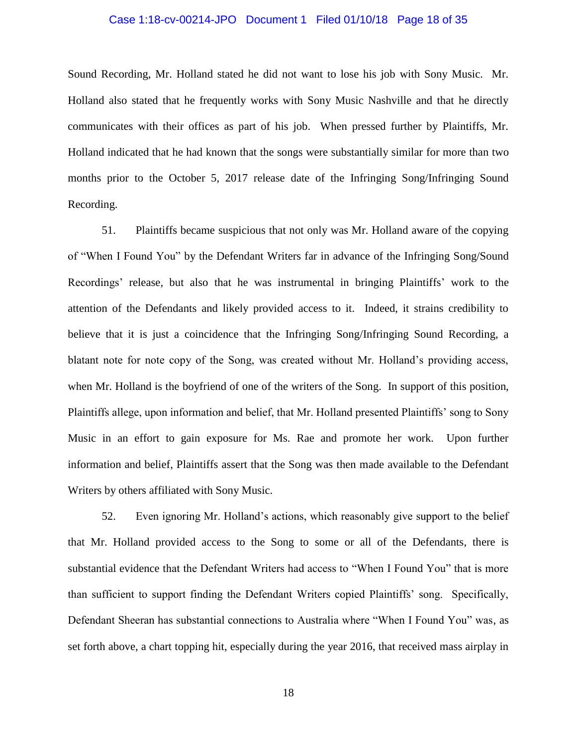Sound Recording, Mr. Holland stated he did not want to lose his job with Sony Music. Mr. Holland also stated that he frequently works with Sony Music Nashville and that he directly communicates with their offices as part of his job. When pressed further by Plaintiffs, Mr. Holland indicated that he had known that the songs were substantially similar for more than two months prior to the October 5, 2017 release date of the Infringing Song/Infringing Sound Recording.

51. Plaintiffs became suspicious that not only was Mr. Holland aware of the copying of "When I Found You" by the Defendant Writers far in advance of the Infringing Song/Sound Recordings' release, but also that he was instrumental in bringing Plaintiffs' work to the attention of the Defendants and likely provided access to it. Indeed, it strains credibility to believe that it is just a coincidence that the Infringing Song/Infringing Sound Recording, a blatant note for note copy of the Song, was created without Mr. Holland's providing access, when Mr. Holland is the boyfriend of one of the writers of the Song. In support of this position, Plaintiffs allege, upon information and belief, that Mr. Holland presented Plaintiffs' song to Sony Music in an effort to gain exposure for Ms. Rae and promote her work. Upon further information and belief, Plaintiffs assert that the Song was then made available to the Defendant Writers by others affiliated with Sony Music.

52. Even ignoring Mr. Holland's actions, which reasonably give support to the belief that Mr. Holland provided access to the Song to some or all of the Defendants, there is substantial evidence that the Defendant Writers had access to "When I Found You" that is more than sufficient to support finding the Defendant Writers copied Plaintiffs' song. Specifically, Defendant Sheeran has substantial connections to Australia where "When I Found You" was, as set forth above, a chart topping hit, especially during the year 2016, that received mass airplay in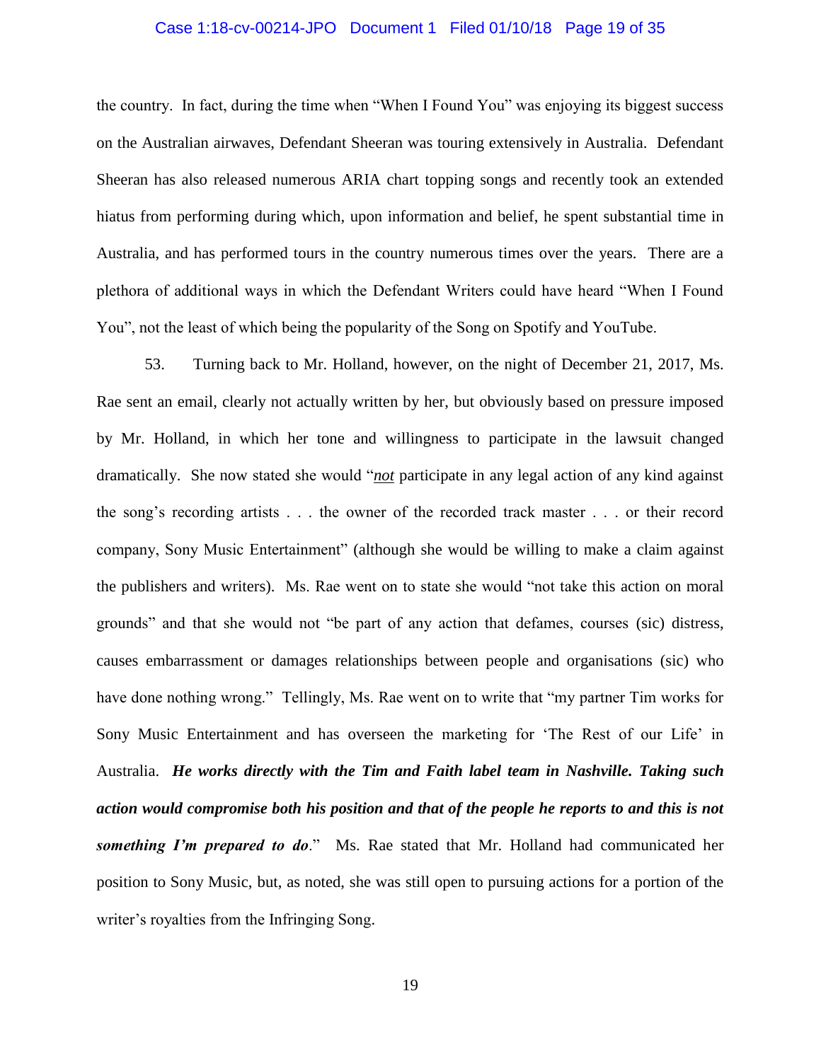the country. In fact, during the time when "When I Found You" was enjoying its biggest success on the Australian airwaves, Defendant Sheeran was touring extensively in Australia. Defendant Sheeran has also released numerous ARIA chart topping songs and recently took an extended hiatus from performing during which, upon information and belief, he spent substantial time in Australia, and has performed tours in the country numerous times over the years. There are a plethora of additional ways in which the Defendant Writers could have heard "When I Found You", not the least of which being the popularity of the Song on Spotify and YouTube.

53. Turning back to Mr. Holland, however, on the night of December 21, 2017, Ms. Rae sent an email, clearly not actually written by her, but obviously based on pressure imposed by Mr. Holland, in which her tone and willingness to participate in the lawsuit changed dramatically. She now stated she would "***not*** participate in any legal action of any kind against the song's recording artists . . . the owner of the recorded track master . . . or their record company, Sony Music Entertainment" (although she would be willing to make a claim against the publishers and writers). Ms. Rae went on to state she would "not take this action on moral grounds" and that she would not "be part of any action that defames, courses (sic) distress, causes embarrassment or damages relationships between people and organisations (sic) who have done nothing wrong." Tellingly, Ms. Rae went on to write that "my partner Tim works for Sony Music Entertainment and has overseen the marketing for 'The Rest of our Life' in Australia. ***He works directly with the Tim and Faith label team in Nashville. Taking such action would compromise both his position and that of the people he reports to and this is not something I'm prepared to do***." Ms. Rae stated that Mr. Holland had communicated her position to Sony Music, but, as noted, she was still open to pursuing actions for a portion of the writer's royalties from the Infringing Song.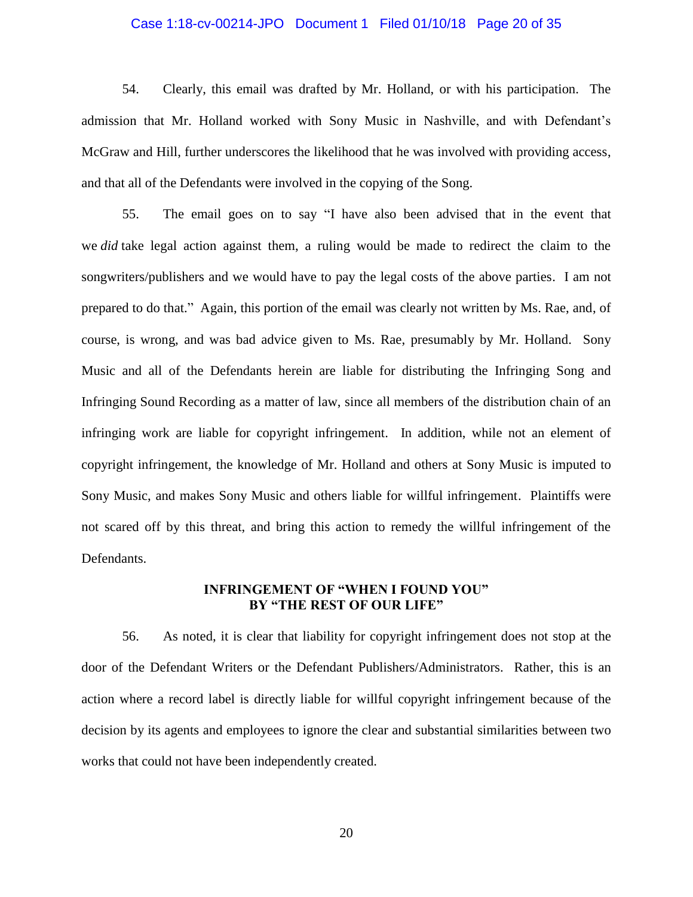54. Clearly, this email was drafted by Mr. Holland, or with his participation. The admission that Mr. Holland worked with Sony Music in Nashville, and with Defendant's McGraw and Hill, further underscores the likelihood that he was involved with providing access, and that all of the Defendants were involved in the copying of the Song.

55. The email goes on to say "I have also been advised that in the event that we *did* take legal action against them, a ruling would be made to redirect the claim to the songwriters/publishers and we would have to pay the legal costs of the above parties. I am not prepared to do that." Again, this portion of the email was clearly not written by Ms. Rae, and, of course, is wrong, and was bad advice given to Ms. Rae, presumably by Mr. Holland. Sony Music and all of the Defendants herein are liable for distributing the Infringing Song and Infringing Sound Recording as a matter of law, since all members of the distribution chain of an infringing work are liable for copyright infringement. In addition, while not an element of copyright infringement, the knowledge of Mr. Holland and others at Sony Music is imputed to Sony Music, and makes Sony Music and others liable for willful infringement. Plaintiffs were not scared off by this threat, and bring this action to remedy the willful infringement of the Defendants.

## INFRINGEMENT OF "WHEN I FOUND YOU" BY "THE REST OF OUR LIFE"

56. As noted, it is clear that liability for copyright infringement does not stop at the door of the Defendant Writers or the Defendant Publishers/Administrators. Rather, this is an action where a record label is directly liable for willful copyright infringement because of the decision by its agents and employees to ignore the clear and substantial similarities between two works that could not have been independently created.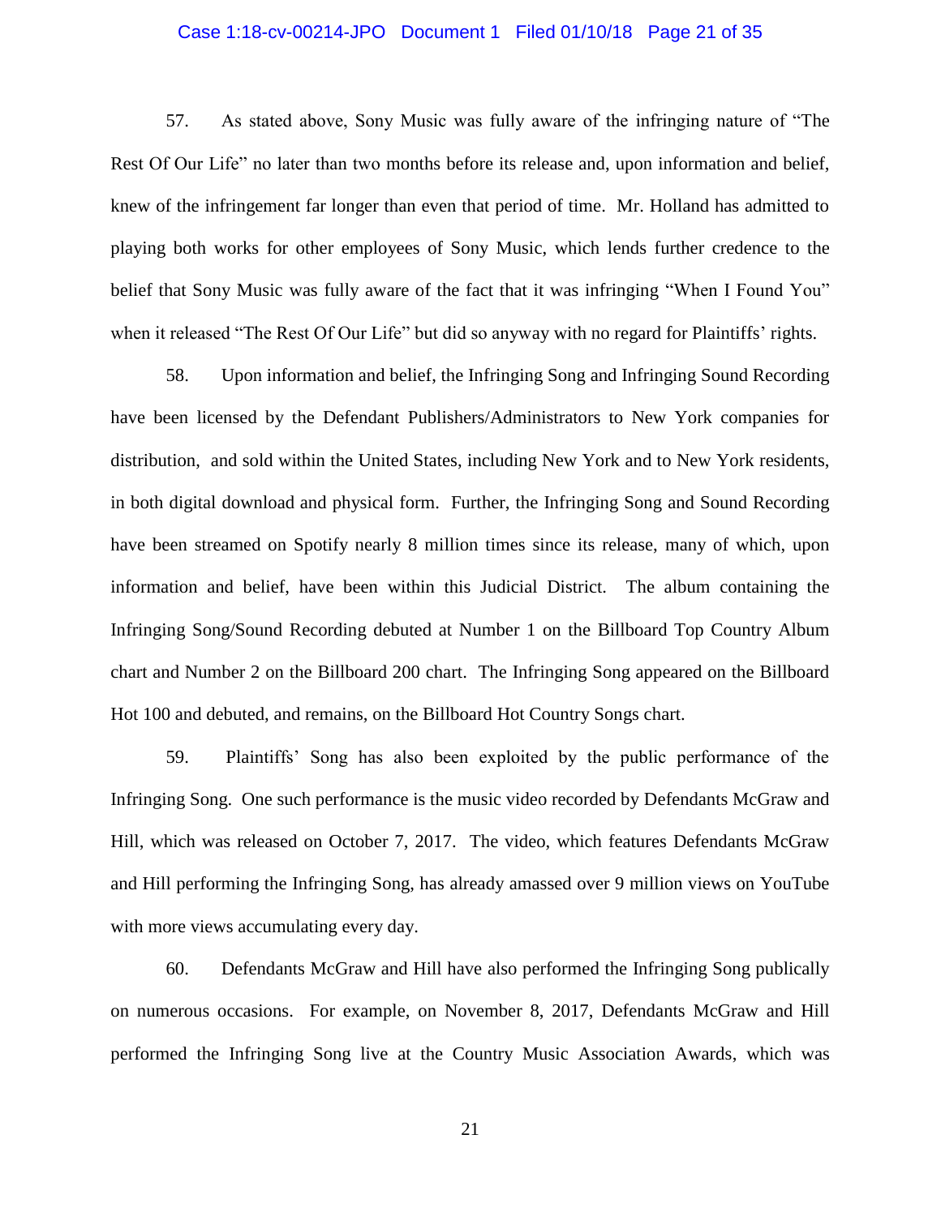57. As stated above, Sony Music was fully aware of the infringing nature of "The Rest Of Our Life" no later than two months before its release and, upon information and belief, knew of the infringement far longer than even that period of time. Mr. Holland has admitted to playing both works for other employees of Sony Music, which lends further credence to the belief that Sony Music was fully aware of the fact that it was infringing "When I Found You" when it released "The Rest Of Our Life" but did so anyway with no regard for Plaintiffs' rights.

58. Upon information and belief, the Infringing Song and Infringing Sound Recording have been licensed by the Defendant Publishers/Administrators to New York companies for distribution, and sold within the United States, including New York and to New York residents, in both digital download and physical form. Further, the Infringing Song and Sound Recording have been streamed on Spotify nearly 8 million times since its release, many of which, upon information and belief, have been within this Judicial District. The album containing the Infringing Song/Sound Recording debuted at Number 1 on the Billboard Top Country Album chart and Number 2 on the Billboard 200 chart. The Infringing Song appeared on the Billboard Hot 100 and debuted, and remains, on the Billboard Hot Country Songs chart.

59. Plaintiffs' Song has also been exploited by the public performance of the Infringing Song. One such performance is the music video recorded by Defendants McGraw and Hill, which was released on October 7, 2017. The video, which features Defendants McGraw and Hill performing the Infringing Song, has already amassed over 9 million views on YouTube with more views accumulating every day.

60. Defendants McGraw and Hill have also performed the Infringing Song publically on numerous occasions. For example, on November 8, 2017, Defendants McGraw and Hill performed the Infringing Song live at the Country Music Association Awards, which was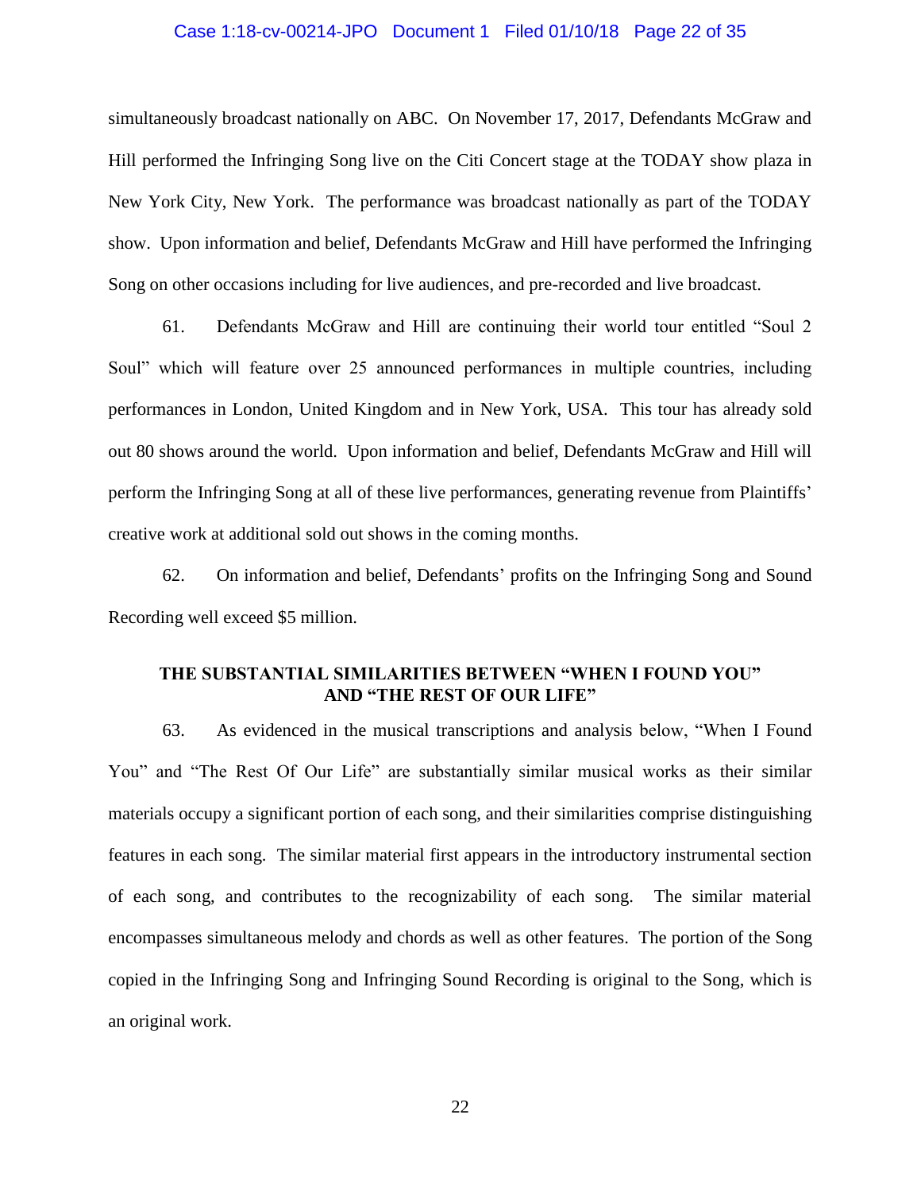simultaneously broadcast nationally on ABC. On November 17, 2017, Defendants McGraw and Hill performed the Infringing Song live on the Citi Concert stage at the TODAY show plaza in New York City, New York. The performance was broadcast nationally as part of the TODAY show. Upon information and belief, Defendants McGraw and Hill have performed the Infringing Song on other occasions including for live audiences, and pre-recorded and live broadcast.

61. Defendants McGraw and Hill are continuing their world tour entitled "Soul 2 Soul" which will feature over 25 announced performances in multiple countries, including performances in London, United Kingdom and in New York, USA. This tour has already sold out 80 shows around the world. Upon information and belief, Defendants McGraw and Hill will perform the Infringing Song at all of these live performances, generating revenue from Plaintiffs' creative work at additional sold out shows in the coming months.

62. On information and belief, Defendants' profits on the Infringing Song and Sound Recording well exceed $5 million.

## THE SUBSTANTIAL SIMILARITIES BETWEEN "WHEN I FOUND YOU" AND "THE REST OF OUR LIFE"

63. As evidenced in the musical transcriptions and analysis below, "When I Found You" and "The Rest Of Our Life" are substantially similar musical works as their similar materials occupy a significant portion of each song, and their similarities comprise distinguishing features in each song. The similar material first appears in the introductory instrumental section of each song, and contributes to the recognizability of each song. The similar material encompasses simultaneous melody and chords as well as other features. The portion of the Song copied in the Infringing Song and Infringing Sound Recording is original to the Song, which is an original work.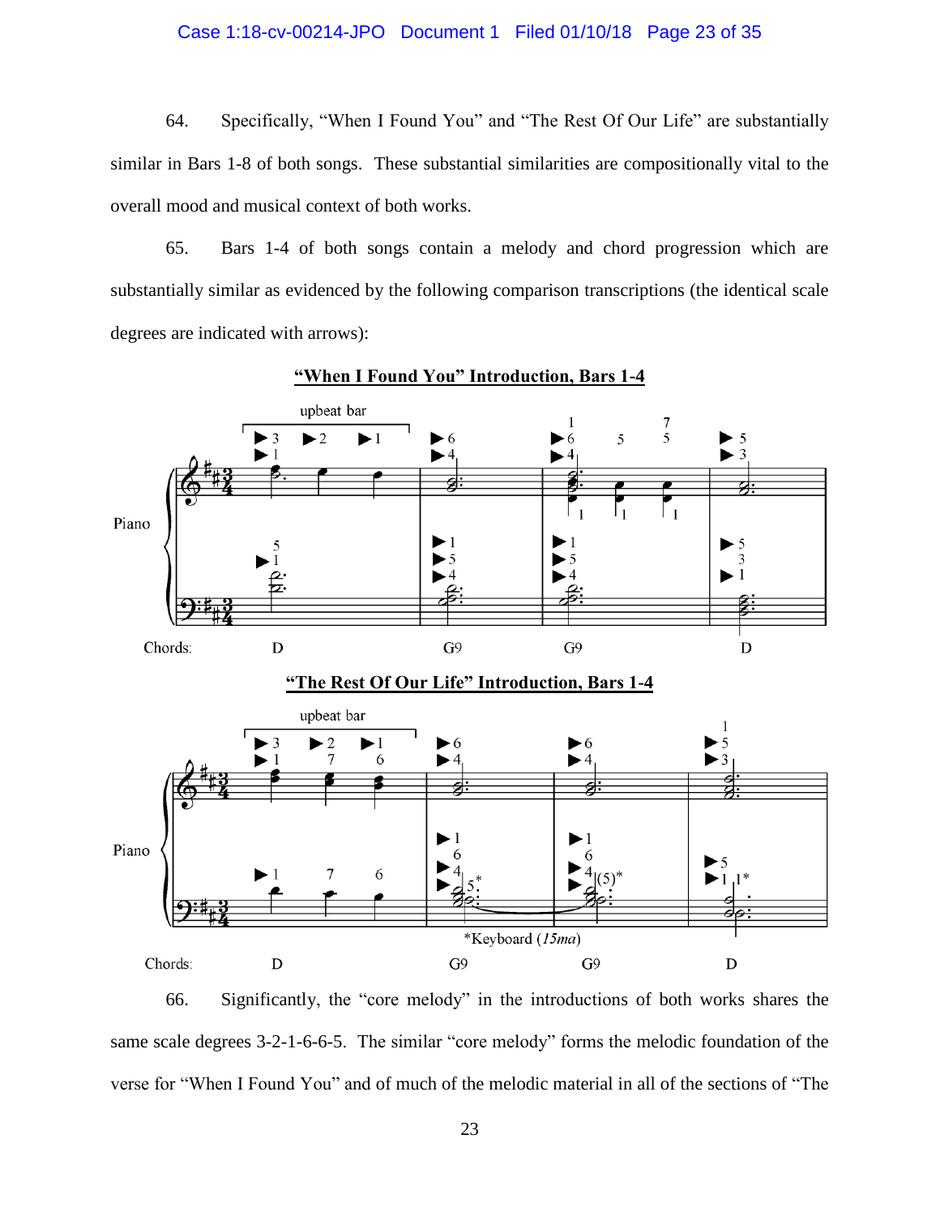64. Specifically, "When I Found You" and "The Rest Of Our Life" are substantially similar in Bars 1-8 of both songs. These substantial similarities are compositionally vital to the overall mood and musical context of both works.

65. Bars 1-4 of both songs contain a melody and chord progression which are substantially similar as evidenced by the following comparison transcriptions (the identical scale degrees are indicated with arrows):

**"When I Found You" Introduction, Bars 1-4**

**"The Rest Of Our Life" Introduction, Bars 1-4**

66. Significantly, the "core melody" in the introductions of both works shares the same scale degrees 3-2-1-6-6-5. The similar "core melody" forms the melodic foundation of the verse for "When I Found You" and of much of the melodic material in all of the sections of "The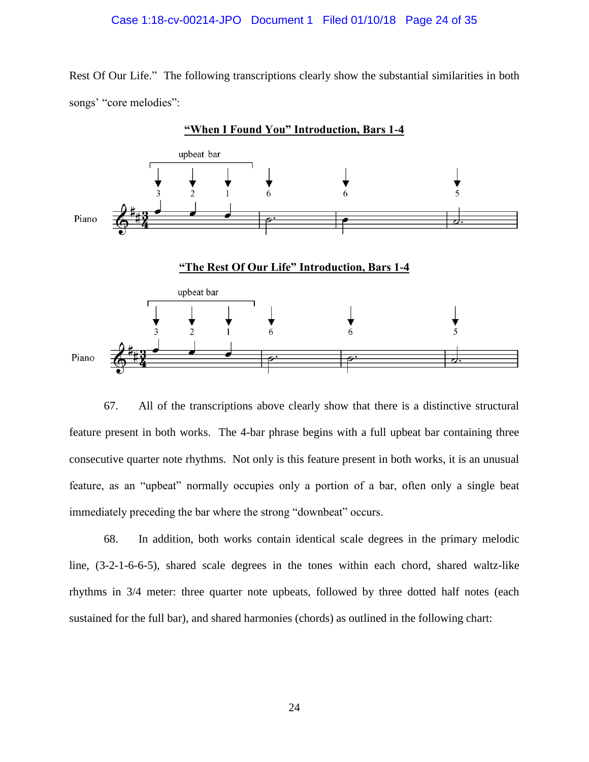Rest Of Our Life." The following transcriptions clearly show the substantial similarities in both songs' "core melodies":

**"When I Found You" Introduction, Bars 1-4**

upbeat bar

3 2 1 6 6 5

Piano

**"The Rest Of Our Life" Introduction, Bars 1-4**

upbeat bar

3 2 1 6 6 5

Piano

67. All of the transcriptions above clearly show that there is a distinctive structural feature present in both works. The 4-bar phrase begins with a full upbeat bar containing three consecutive quarter note rhythms. Not only is this feature present in both works, it is an unusual feature, as an "upbeat" normally occupies only a portion of a bar, often only a single beat immediately preceding the bar where the strong "downbeat" occurs.

68. In addition, both works contain identical scale degrees in the primary melodic line, (3-2-1-6-6-5), shared scale degrees in the tones within each chord, shared waltz-like rhythms in 3/4 meter: three quarter note upbeats, followed by three dotted half notes (each sustained for the full bar), and shared harmonies (chords) as outlined in the following chart: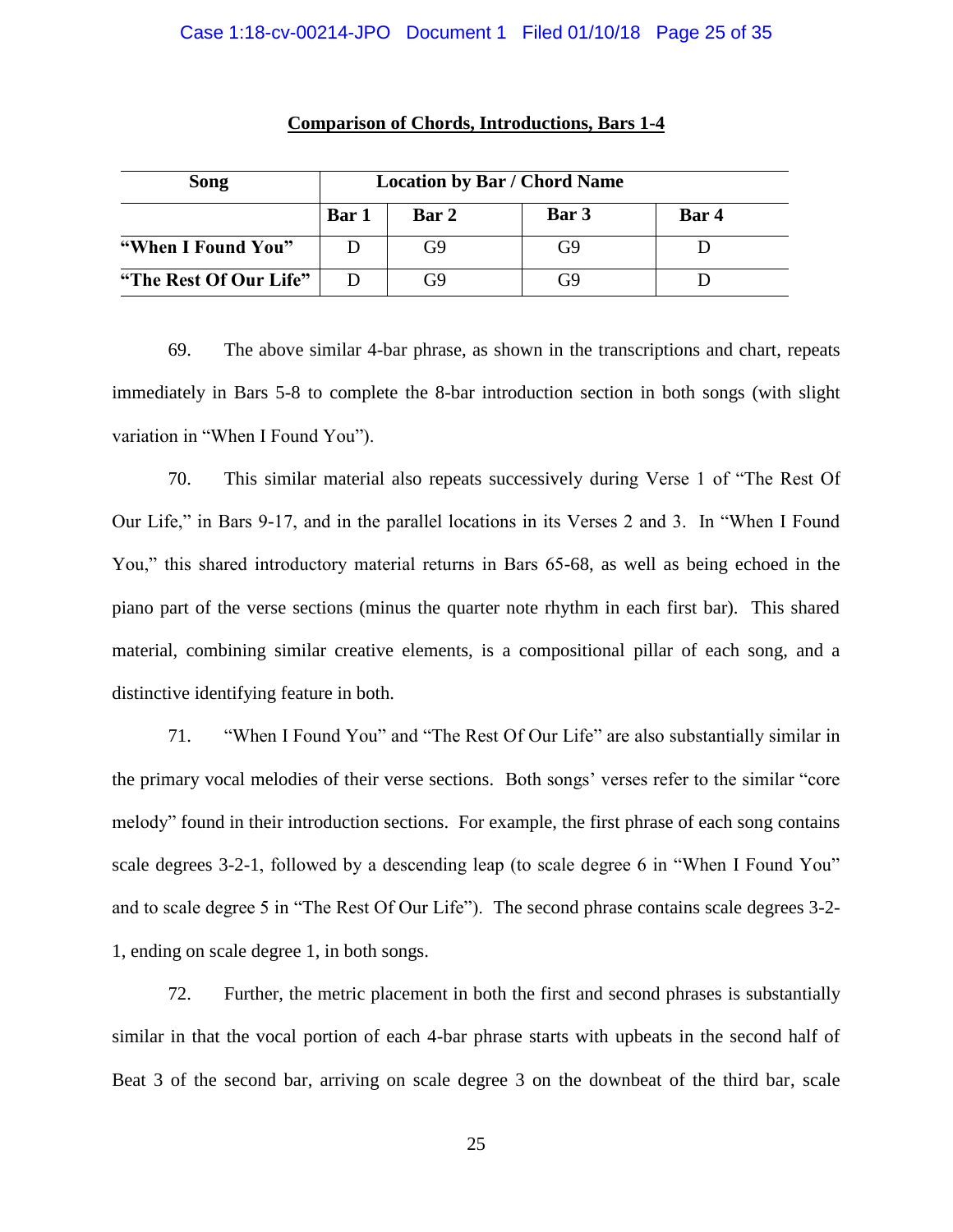**Comparison of Chords, Introductions, Bars 1-4**

| Song | Location by Bar / Chord Name | | | |
|---|---|---|---|---|
| | Bar 1 | Bar 2 | Bar 3 | Bar 4 |
| **"When I Found You"** | D | G9 | G9 | D |
| **"The Rest Of Our Life"** | D | G9 | G9 | D |

69. The above similar 4-bar phrase, as shown in the transcriptions and chart, repeats immediately in Bars 5-8 to complete the 8-bar introduction section in both songs (with slight variation in "When I Found You").

70. This similar material also repeats successively during Verse 1 of "The Rest Of Our Life," in Bars 9-17, and in the parallel locations in its Verses 2 and 3. In "When I Found You," this shared introductory material returns in Bars 65-68, as well as being echoed in the piano part of the verse sections (minus the quarter note rhythm in each first bar). This shared material, combining similar creative elements, is a compositional pillar of each song, and a distinctive identifying feature in both.

71. "When I Found You" and "The Rest Of Our Life" are also substantially similar in the primary vocal melodies of their verse sections. Both songs' verses refer to the similar "core melody" found in their introduction sections. For example, the first phrase of each song contains scale degrees 3-2-1, followed by a descending leap (to scale degree 6 in "When I Found You" and to scale degree 5 in "The Rest Of Our Life"). The second phrase contains scale degrees 3-2-1, ending on scale degree 1, in both songs.

72. Further, the metric placement in both the first and second phrases is substantially similar in that the vocal portion of each 4-bar phrase starts with upbeats in the second half of Beat 3 of the second bar, arriving on scale degree 3 on the downbeat of the third bar, scale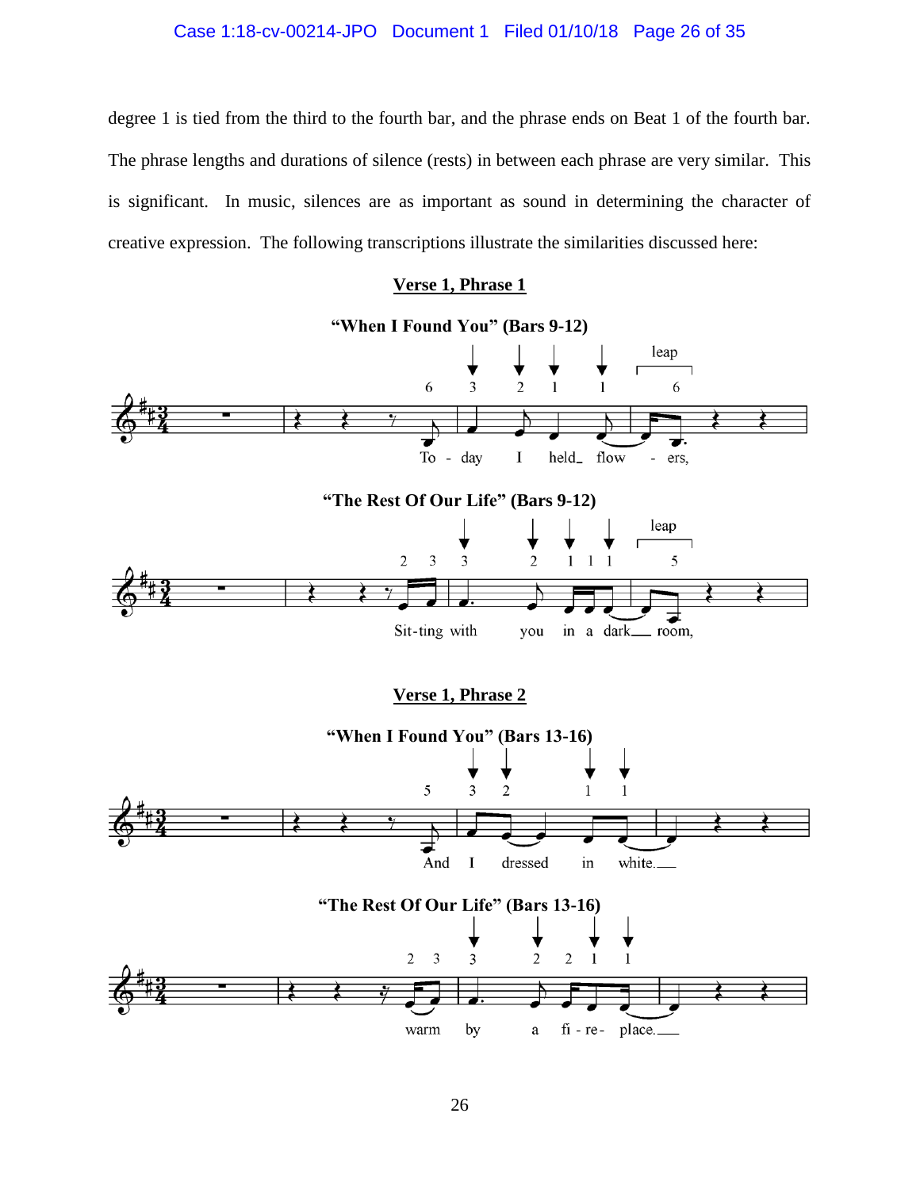degree 1 is tied from the third to the fourth bar, and the phrase ends on Beat 1 of the fourth bar. The phrase lengths and durations of silence (rests) in between each phrase are very similar. This is significant. In music, silences are as important as sound in determining the character of creative expression. The following transcriptions illustrate the similarities discussed here:

**Verse 1, Phrase 1**

**"When I Found You" (Bars 9-12)**

6 3 2 1 1 leap 6

To - day I held_ flow - ers,

**"The Rest Of Our Life" (Bars 9-12)**

2 3 3 2 1 1 1 leap 5

Sit-ting with you in a dark__ room,

**Verse 1, Phrase 2**

**"When I Found You" (Bars 13-16)**

5 3 2 1 1

And I dressed in white.__

**"The Rest Of Our Life" (Bars 13-16)**

2 3 3 2 2 1 1

warm by a fi - re- place.__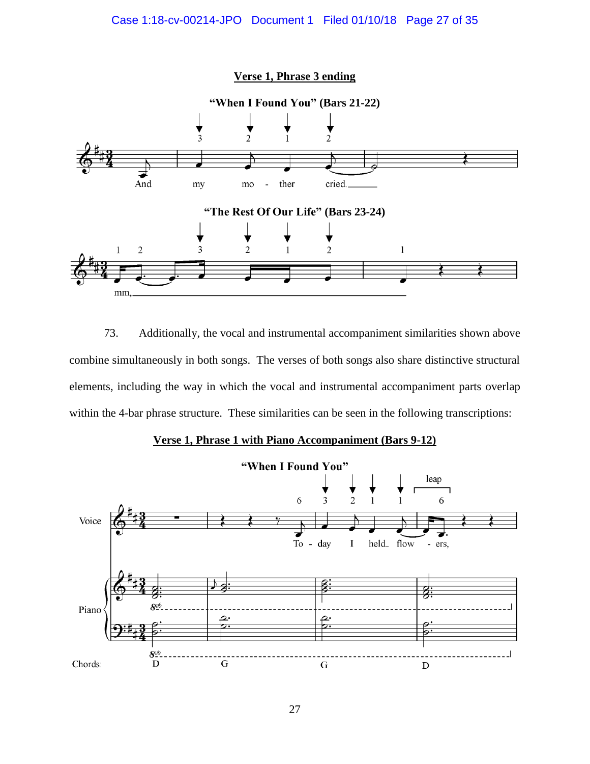**Verse 1, Phrase 3 ending**

**"When I Found You" (Bars 21-22)**

**"The Rest Of Our Life" (Bars 23-24)**

73. Additionally, the vocal and instrumental accompaniment similarities shown above combine simultaneously in both songs. The verses of both songs also share distinctive structural elements, including the way in which the vocal and instrumental accompaniment parts overlap within the 4-bar phrase structure. These similarities can be seen in the following transcriptions:

**Verse 1, Phrase 1 with Piano Accompaniment (Bars 9-12)**

**"When I Found You"**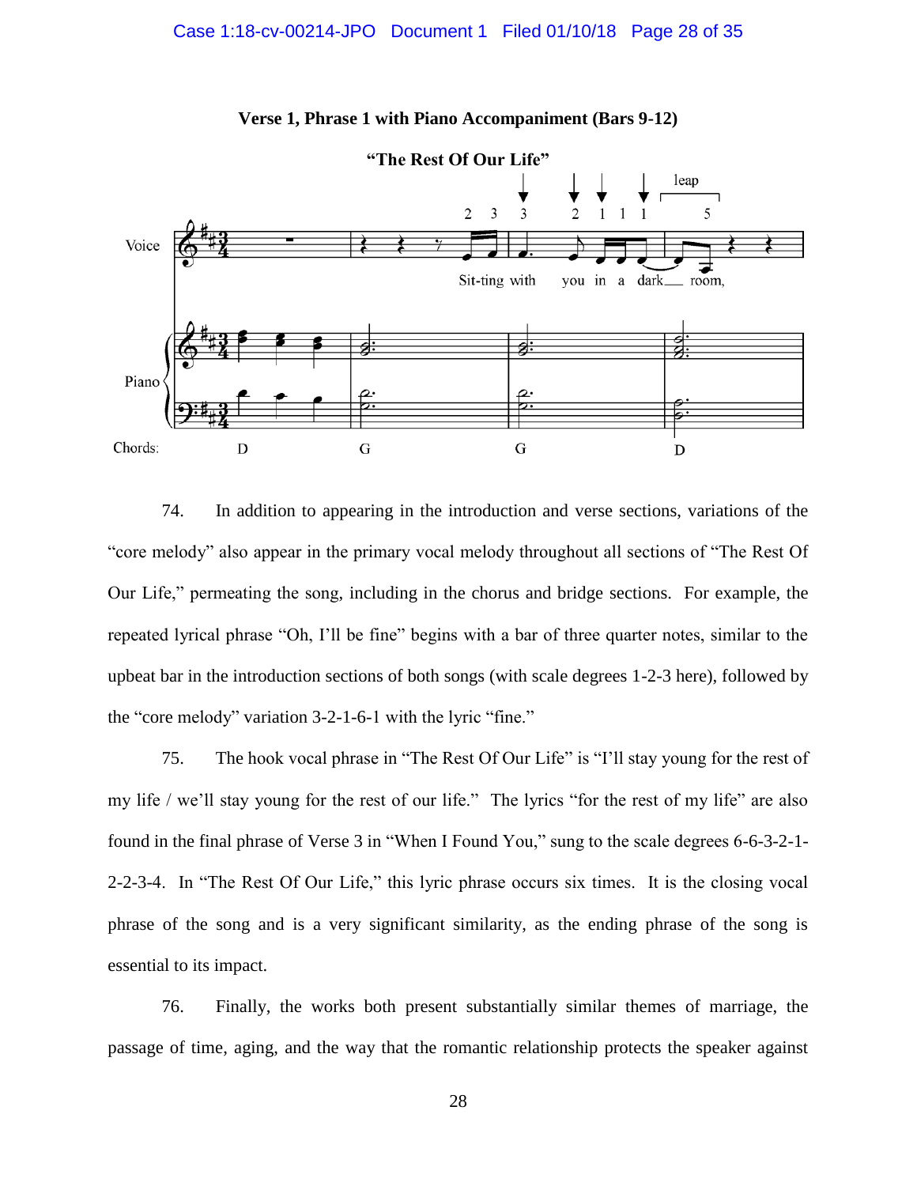**Verse 1, Phrase 1 with Piano Accompaniment (Bars 9-12)**

74. In addition to appearing in the introduction and verse sections, variations of the "core melody" also appear in the primary vocal melody throughout all sections of "The Rest Of Our Life," permeating the song, including in the chorus and bridge sections. For example, the repeated lyrical phrase "Oh, I'll be fine" begins with a bar of three quarter notes, similar to the upbeat bar in the introduction sections of both songs (with scale degrees 1-2-3 here), followed by the "core melody" variation 3-2-1-6-1 with the lyric "fine."

75. The hook vocal phrase in "The Rest Of Our Life" is "I'll stay young for the rest of my life / we'll stay young for the rest of our life." The lyrics "for the rest of my life" are also found in the final phrase of Verse 3 in "When I Found You," sung to the scale degrees 6-6-3-2-1-2-2-3-4. In "The Rest Of Our Life," this lyric phrase occurs six times. It is the closing vocal phrase of the song and is a very significant similarity, as the ending phrase of the song is essential to its impact.

76. Finally, the works both present substantially similar themes of marriage, the passage of time, aging, and the way that the romantic relationship protects the speaker against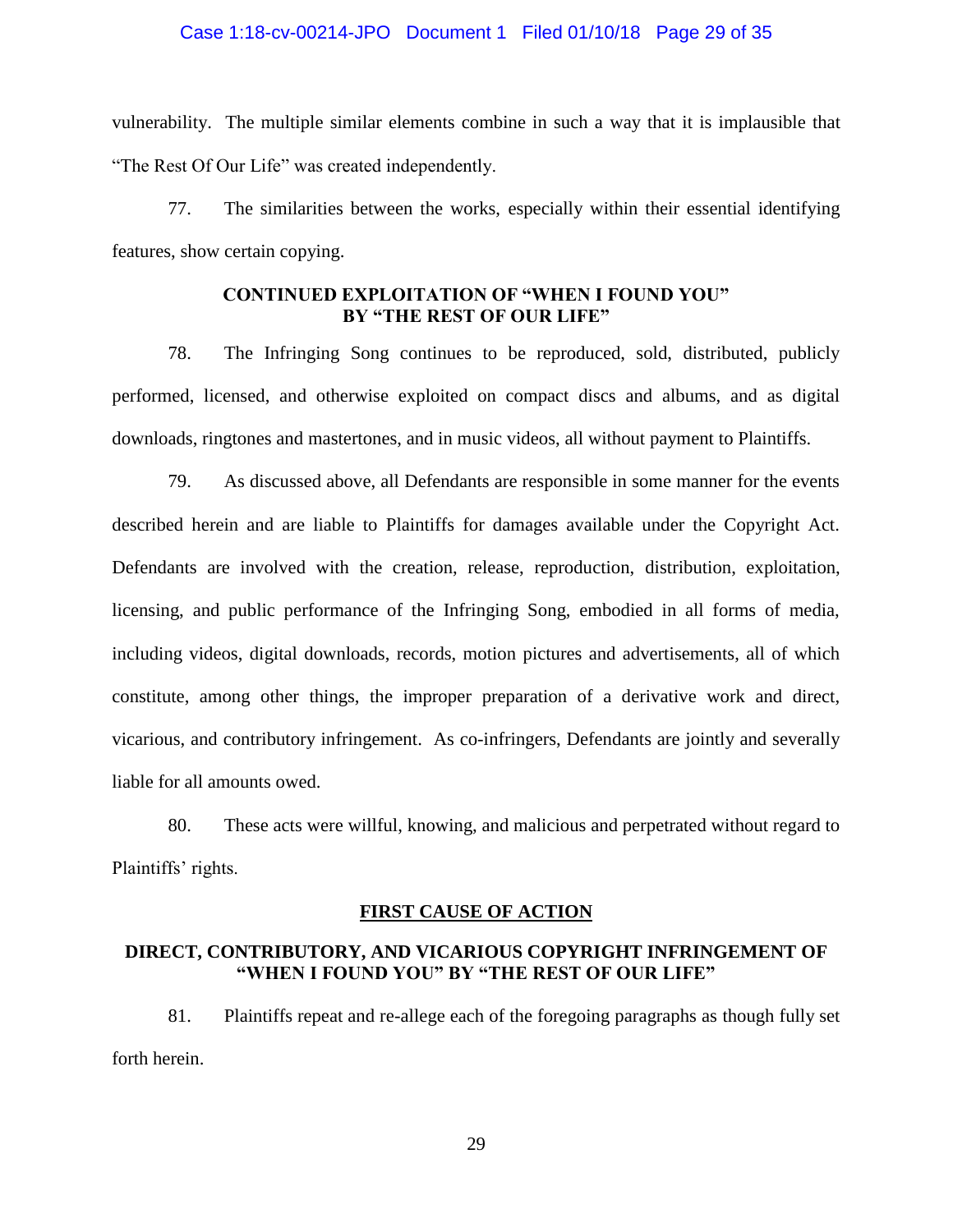vulnerability. The multiple similar elements combine in such a way that it is implausible that "The Rest Of Our Life" was created independently.

77. The similarities between the works, especially within their essential identifying features, show certain copying.

**CONTINUED EXPLOITATION OF "WHEN I FOUND YOU" BY "THE REST OF OUR LIFE"**

78. The Infringing Song continues to be reproduced, sold, distributed, publicly performed, licensed, and otherwise exploited on compact discs and albums, and as digital downloads, ringtones and mastertones, and in music videos, all without payment to Plaintiffs.

79. As discussed above, all Defendants are responsible in some manner for the events described herein and are liable to Plaintiffs for damages available under the Copyright Act. Defendants are involved with the creation, release, reproduction, distribution, exploitation, licensing, and public performance of the Infringing Song, embodied in all forms of media, including videos, digital downloads, records, motion pictures and advertisements, all of which constitute, among other things, the improper preparation of a derivative work and direct, vicarious, and contributory infringement. As co-infringers, Defendants are jointly and severally liable for all amounts owed.

80. These acts were willful, knowing, and malicious and perpetrated without regard to Plaintiffs' rights.

**FIRST CAUSE OF ACTION**

**DIRECT, CONTRIBUTORY, AND VICARIOUS COPYRIGHT INFRINGEMENT OF "WHEN I FOUND YOU" BY "THE REST OF OUR LIFE"**

81. Plaintiffs repeat and re-allege each of the foregoing paragraphs as though fully set forth herein.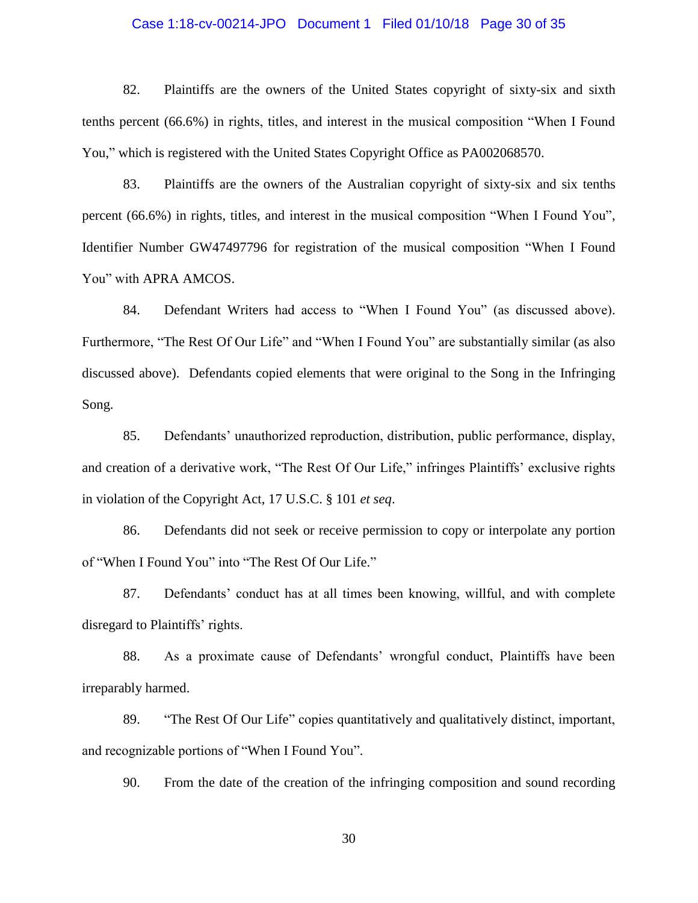82. Plaintiffs are the owners of the United States copyright of sixty-six and sixth tenths percent (66.6%) in rights, titles, and interest in the musical composition "When I Found You," which is registered with the United States Copyright Office as PA002068570.

83. Plaintiffs are the owners of the Australian copyright of sixty-six and six tenths percent (66.6%) in rights, titles, and interest in the musical composition "When I Found You", Identifier Number GW47497796 for registration of the musical composition "When I Found You" with APRA AMCOS.

84. Defendant Writers had access to "When I Found You" (as discussed above). Furthermore, "The Rest Of Our Life" and "When I Found You" are substantially similar (as also discussed above). Defendants copied elements that were original to the Song in the Infringing Song.

85. Defendants' unauthorized reproduction, distribution, public performance, display, and creation of a derivative work, "The Rest Of Our Life," infringes Plaintiffs' exclusive rights in violation of the Copyright Act, 17 U.S.C. § 101 *et seq*.

86. Defendants did not seek or receive permission to copy or interpolate any portion of "When I Found You" into "The Rest Of Our Life."

87. Defendants' conduct has at all times been knowing, willful, and with complete disregard to Plaintiffs' rights.

88. As a proximate cause of Defendants' wrongful conduct, Plaintiffs have been irreparably harmed.

89. "The Rest Of Our Life" copies quantitatively and qualitatively distinct, important, and recognizable portions of "When I Found You".

90. From the date of the creation of the infringing composition and sound recording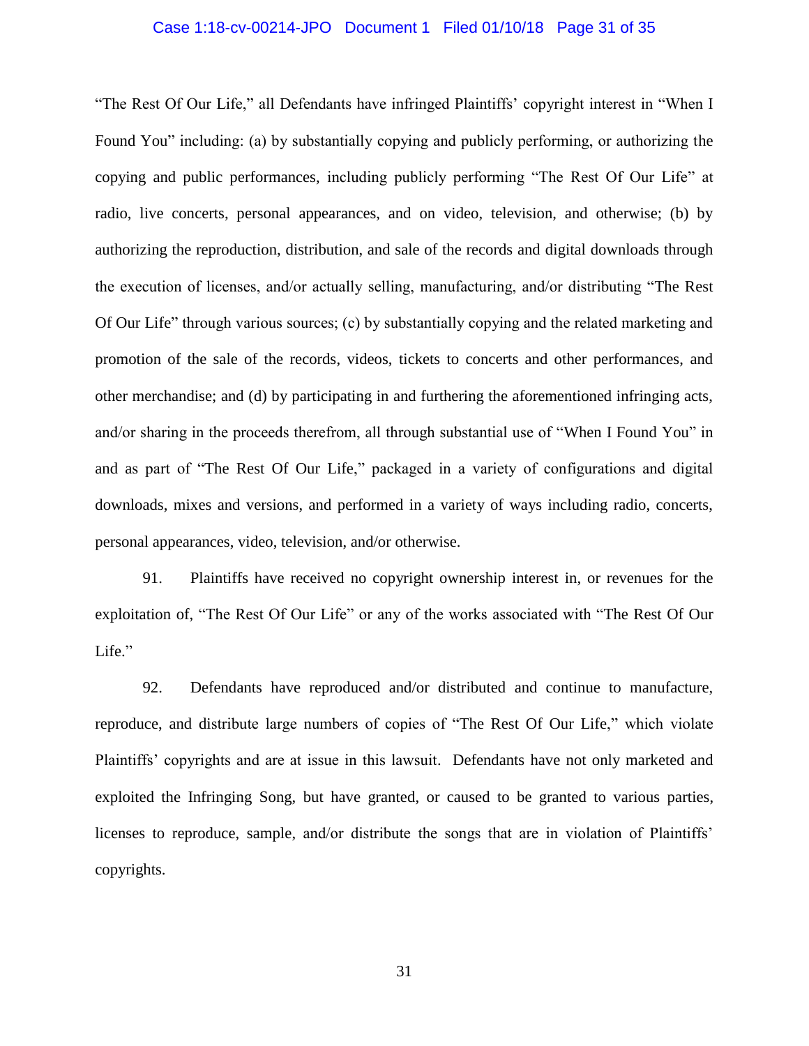"The Rest Of Our Life," all Defendants have infringed Plaintiffs' copyright interest in "When I Found You" including: (a) by substantially copying and publicly performing, or authorizing the copying and public performances, including publicly performing "The Rest Of Our Life" at radio, live concerts, personal appearances, and on video, television, and otherwise; (b) by authorizing the reproduction, distribution, and sale of the records and digital downloads through the execution of licenses, and/or actually selling, manufacturing, and/or distributing "The Rest Of Our Life" through various sources; (c) by substantially copying and the related marketing and promotion of the sale of the records, videos, tickets to concerts and other performances, and other merchandise; and (d) by participating in and furthering the aforementioned infringing acts, and/or sharing in the proceeds therefrom, all through substantial use of "When I Found You" in and as part of "The Rest Of Our Life," packaged in a variety of configurations and digital downloads, mixes and versions, and performed in a variety of ways including radio, concerts, personal appearances, video, television, and/or otherwise.

91. Plaintiffs have received no copyright ownership interest in, or revenues for the exploitation of, "The Rest Of Our Life" or any of the works associated with "The Rest Of Our Life."

92. Defendants have reproduced and/or distributed and continue to manufacture, reproduce, and distribute large numbers of copies of "The Rest Of Our Life," which violate Plaintiffs' copyrights and are at issue in this lawsuit. Defendants have not only marketed and exploited the Infringing Song, but have granted, or caused to be granted to various parties, licenses to reproduce, sample, and/or distribute the songs that are in violation of Plaintiffs' copyrights.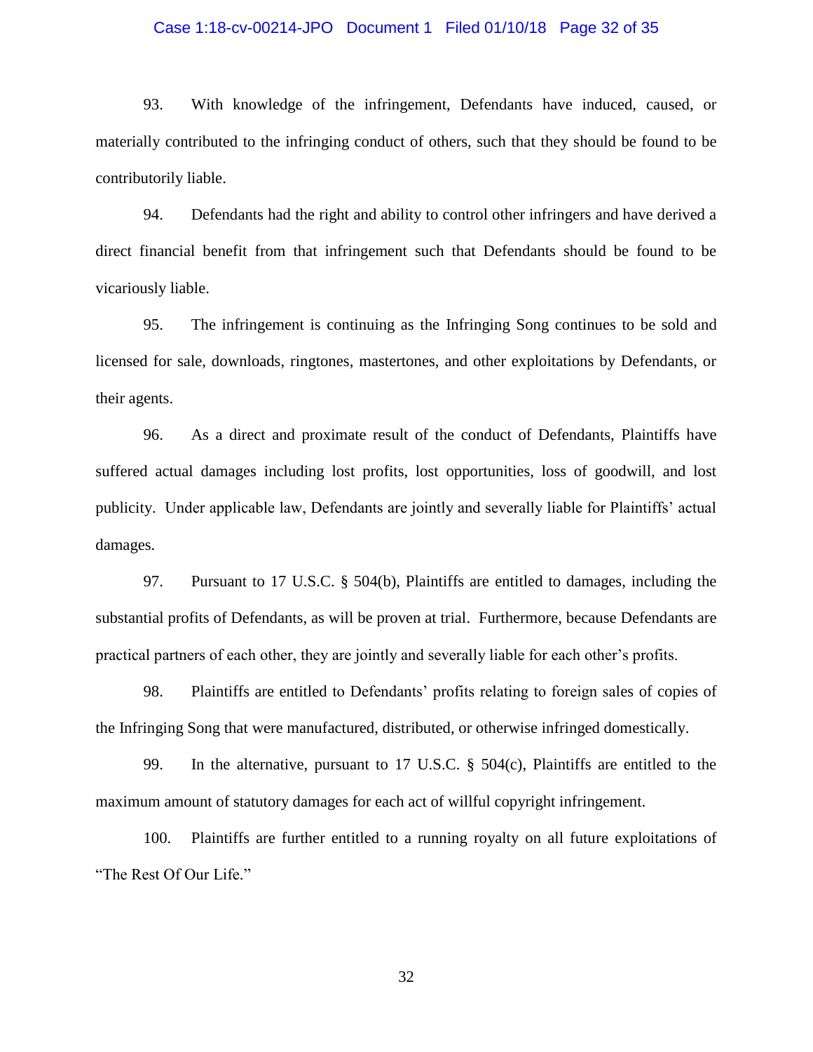93. With knowledge of the infringement, Defendants have induced, caused, or materially contributed to the infringing conduct of others, such that they should be found to be contributorily liable.

94. Defendants had the right and ability to control other infringers and have derived a direct financial benefit from that infringement such that Defendants should be found to be vicariously liable.

95. The infringement is continuing as the Infringing Song continues to be sold and licensed for sale, downloads, ringtones, mastertones, and other exploitations by Defendants, or their agents.

96. As a direct and proximate result of the conduct of Defendants, Plaintiffs have suffered actual damages including lost profits, lost opportunities, loss of goodwill, and lost publicity. Under applicable law, Defendants are jointly and severally liable for Plaintiffs' actual damages.

97. Pursuant to 17 U.S.C. § 504(b), Plaintiffs are entitled to damages, including the substantial profits of Defendants, as will be proven at trial. Furthermore, because Defendants are practical partners of each other, they are jointly and severally liable for each other's profits.

98. Plaintiffs are entitled to Defendants' profits relating to foreign sales of copies of the Infringing Song that were manufactured, distributed, or otherwise infringed domestically.

99. In the alternative, pursuant to 17 U.S.C. § 504(c), Plaintiffs are entitled to the maximum amount of statutory damages for each act of willful copyright infringement.

100. Plaintiffs are further entitled to a running royalty on all future exploitations of "The Rest Of Our Life."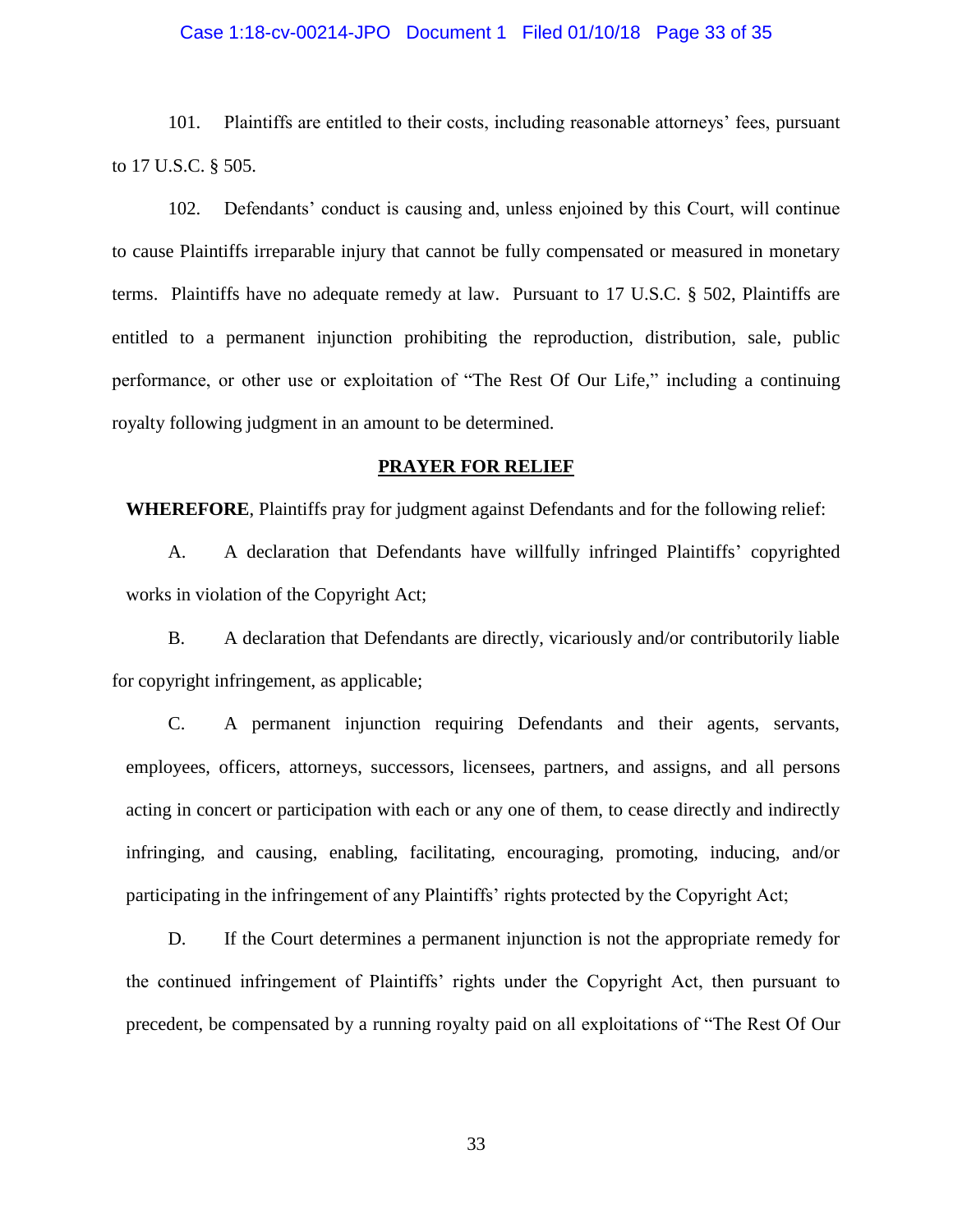101. Plaintiffs are entitled to their costs, including reasonable attorneys' fees, pursuant to 17 U.S.C. § 505.

102. Defendants' conduct is causing and, unless enjoined by this Court, will continue to cause Plaintiffs irreparable injury that cannot be fully compensated or measured in monetary terms. Plaintiffs have no adequate remedy at law. Pursuant to 17 U.S.C. § 502, Plaintiffs are entitled to a permanent injunction prohibiting the reproduction, distribution, sale, public performance, or other use or exploitation of "The Rest Of Our Life," including a continuing royalty following judgment in an amount to be determined.

## PRAYER FOR RELIEF

**WHEREFORE**, Plaintiffs pray for judgment against Defendants and for the following relief:

A. A declaration that Defendants have willfully infringed Plaintiffs' copyrighted works in violation of the Copyright Act;

B. A declaration that Defendants are directly, vicariously and/or contributorily liable for copyright infringement, as applicable;

C. A permanent injunction requiring Defendants and their agents, servants, employees, officers, attorneys, successors, licensees, partners, and assigns, and all persons acting in concert or participation with each or any one of them, to cease directly and indirectly infringing, and causing, enabling, facilitating, encouraging, promoting, inducing, and/or participating in the infringement of any Plaintiffs' rights protected by the Copyright Act;

D. If the Court determines a permanent injunction is not the appropriate remedy for the continued infringement of Plaintiffs' rights under the Copyright Act, then pursuant to precedent, be compensated by a running royalty paid on all exploitations of "The Rest Of Our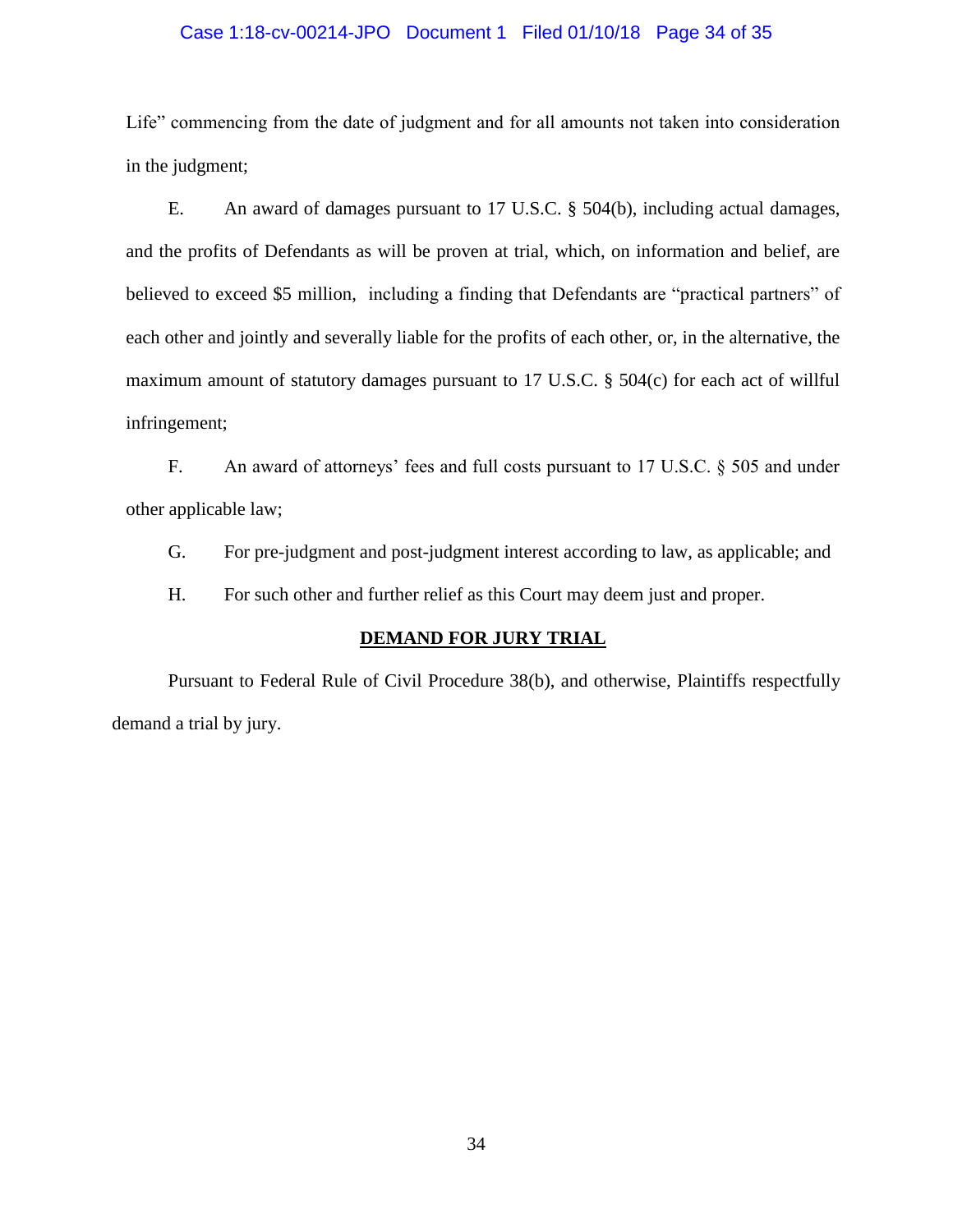Life" commencing from the date of judgment and for all amounts not taken into consideration in the judgment;

E. An award of damages pursuant to 17 U.S.C. § 504(b), including actual damages, and the profits of Defendants as will be proven at trial, which, on information and belief, are believed to exceed $5 million, including a finding that Defendants are "practical partners" of each other and jointly and severally liable for the profits of each other, or, in the alternative, the maximum amount of statutory damages pursuant to 17 U.S.C. § 504(c) for each act of willful infringement;

F. An award of attorneys' fees and full costs pursuant to 17 U.S.C. § 505 and under other applicable law;

G. For pre-judgment and post-judgment interest according to law, as applicable; and

H. For such other and further relief as this Court may deem just and proper.

**DEMAND FOR JURY TRIAL**

Pursuant to Federal Rule of Civil Procedure 38(b), and otherwise, Plaintiffs respectfully demand a trial by jury.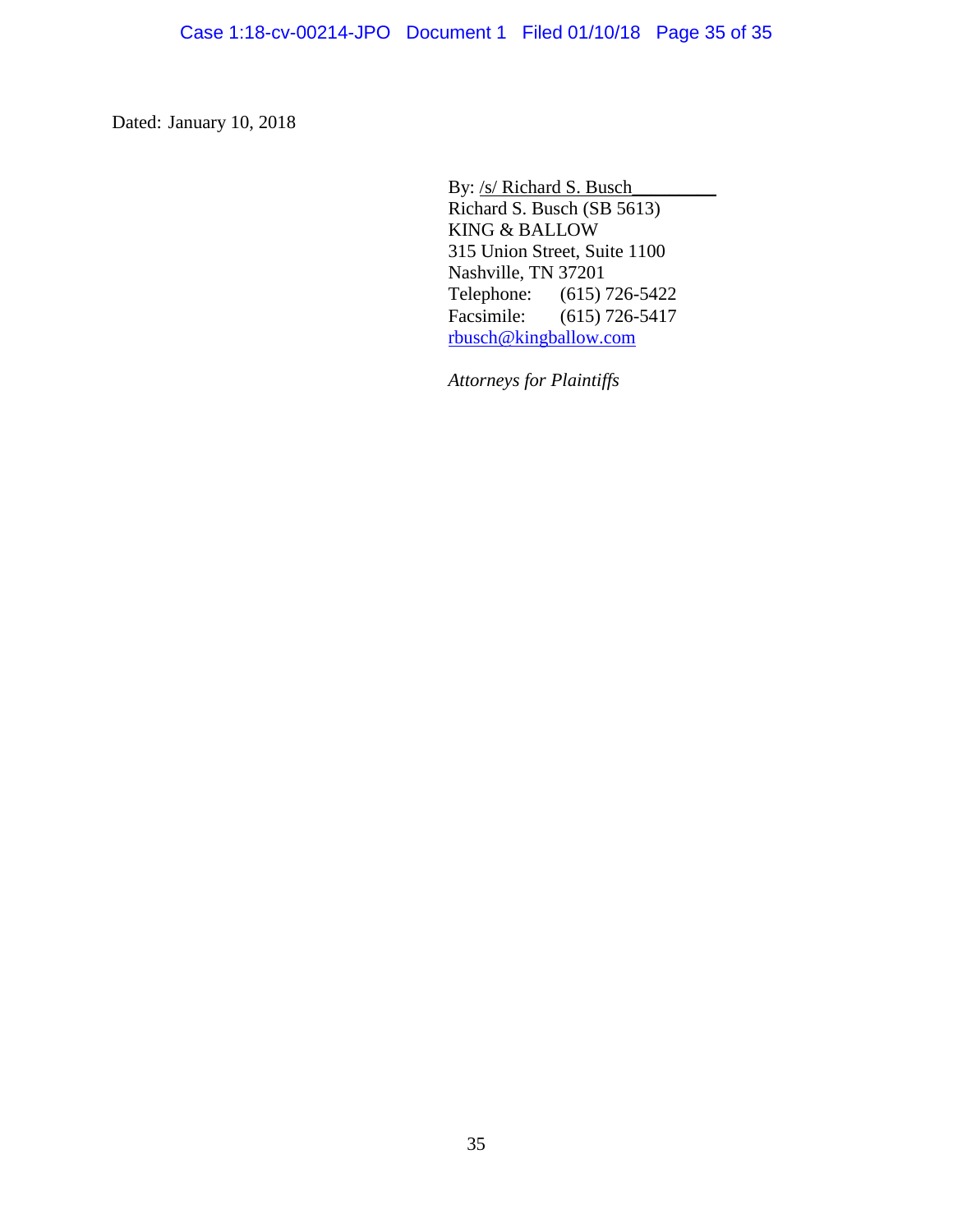Dated: January 10, 2018

By: /s/ Richard S. Busch
Richard S. Busch (SB 5613)
KING & BALLOW
315 Union Street, Suite 1100
Nashville, TN 37201
Telephone: (615) 726-5422
Facsimile: (615) 726-5417
rbusch@kingballow.com

*Attorneys for Plaintiffs*